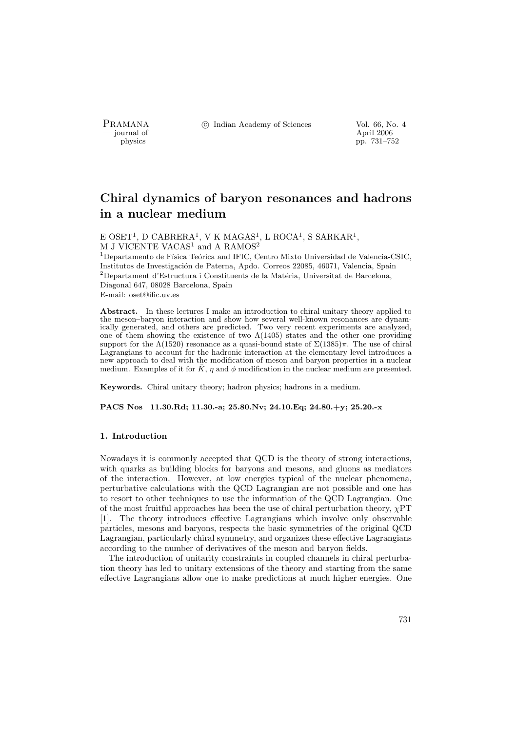# Chiral dynamics of baryon resonances and hadrons in a nuclear medium

E OSET[1], D CABRERA[1], V K MAGAS[1], L ROCA[1], S SARKAR[1], M J VICENTE VACAS[1] and A RAMOS[2]

[1]Departamento de Física Teórica and IFIC, Centro Mixto Universidad de Valencia-CSIC, Institutos de Investigación de Paterna, Apdo. Correos 22085, 46071, Valencia, Spain

[2]Departament d'Estructura i Constituents de la Matéria, Universitat de Barcelona, Diagonal 647, 08028 Barcelona, Spain

E-mail: oset@ific.uv.es

**Abstract.** In these lectures I make an introduction to chiral unitary theory applied to the meson–baryon interaction and show how several well-known resonances are dynamically generated, and others are predicted. Two very recent experiments are analyzed, one of them showing the existence of two $\Lambda(1405)$ states and the other one providing support for the $\Lambda(1520)$ resonance as a quasi-bound state of $\Sigma(1385)\pi$. The use of chiral Lagrangians to account for the hadronic interaction at the elementary level introduces a new approach to deal with the modification of meson and baryon properties in a nuclear medium. Examples of it for $\bar{K}$, $\eta$ and $\phi$ modification in the nuclear medium are presented.

**Keywords.** Chiral unitary theory; hadron physics; hadrons in a medium.

**PACS Nos 11.30.Rd; 11.30.-a; 25.80.Nv; 24.10.Eq; 24.80.+y; 25.20.-x**

## 1. Introduction

Nowadays it is commonly accepted that QCD is the theory of strong interactions, with quarks as building blocks for baryons and mesons, and gluons as mediators of the interaction. However, at low energies typical of the nuclear phenomena, perturbative calculations with the QCD Lagrangian are not possible and one has to resort to other techniques to use the information of the QCD Lagrangian. One of the most fruitful approaches has been the use of chiral perturbation theory, $\chi$PT [1]. The theory introduces effective Lagrangians which involve only observable particles, mesons and baryons, respects the basic symmetries of the original QCD Lagrangian, particularly chiral symmetry, and organizes these effective Lagrangians according to the number of derivatives of the meson and baryon fields.

The introduction of unitarity constraints in coupled channels in chiral perturbation theory has led to unitary extensions of the theory and starting from the same effective Lagrangians allow one to make predictions at much higher energies. One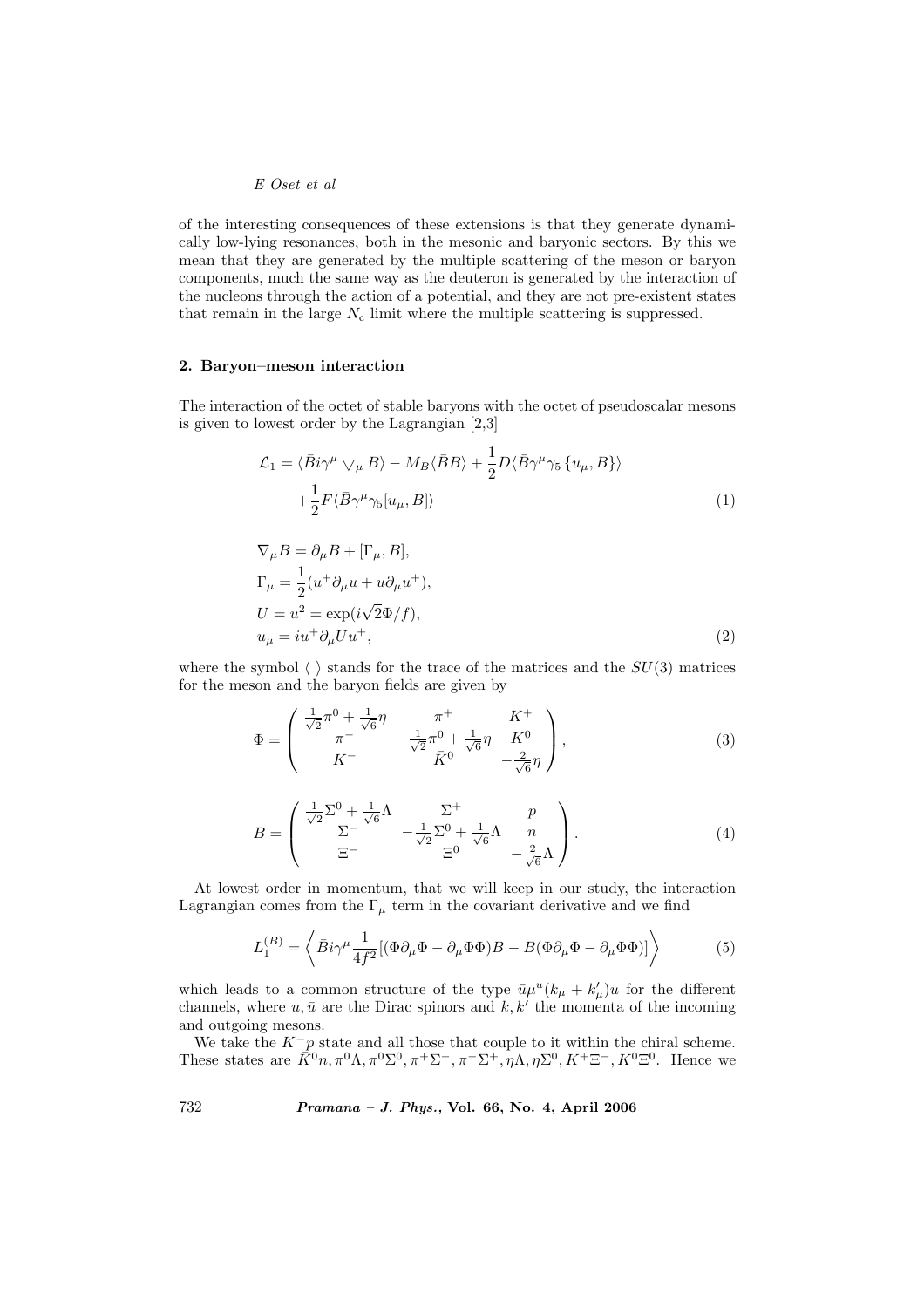of the interesting consequences of these extensions is that they generate dynamically low-lying resonances, both in the mesonic and baryonic sectors. By this we mean that they are generated by the multiple scattering of the meson or baryon components, much the same way as the deuteron is generated by the interaction of the nucleons through the action of a potential, and they are not pre-existent states that remain in the large $N_c$ limit where the multiple scattering is suppressed.

## 2. Baryon–meson interaction

The interaction of the octet of stable baryons with the octet of pseudoscalar mesons is given to lowest order by the Lagrangian [2,3]

$$\mathcal{L}_1 = \langle \bar{B} i \gamma^\mu \bigtriangledown_\mu B \rangle - M_B \langle \bar{B} B \rangle + \frac{1}{2} D \langle \bar{B} \gamma^\mu \gamma_5 \{u_\mu, B\} \rangle + \frac{1}{2} F \langle \bar{B} \gamma^\mu \gamma_5 [u_\mu, B] \rangle \tag{1}$$

$$\begin{aligned}
\nabla_\mu B &= \partial_\mu B + [\Gamma_\mu, B], \\
\Gamma_\mu &= \frac{1}{2}(u^+ \partial_\mu u + u \partial_\mu u^+), \\
U &= u^2 = \exp(i\sqrt{2}\Phi/f), \\
u_\mu &= i u^+ \partial_\mu U u^+,
\end{aligned} \tag{2}$$

where the symbol $\langle\ \rangle$ stands for the trace of the matrices and the $SU(3)$ matrices for the meson and the baryon fields are given by

$$\Phi = \begin{pmatrix} \frac{1}{\sqrt{2}}\pi^0 + \frac{1}{\sqrt{6}}\eta & \pi^+ & K^+ \\ \pi^- & -\frac{1}{\sqrt{2}}\pi^0 + \frac{1}{\sqrt{6}}\eta & K^0 \\ K^- & \bar{K}^0 & -\frac{2}{\sqrt{6}}\eta \end{pmatrix}, \tag{3}$$

$$B = \begin{pmatrix} \frac{1}{\sqrt{2}}\Sigma^0 + \frac{1}{\sqrt{6}}\Lambda & \Sigma^+ & p \\ \Sigma^- & -\frac{1}{\sqrt{2}}\Sigma^0 + \frac{1}{\sqrt{6}}\Lambda & n \\ \Xi^- & \Xi^0 & -\frac{2}{\sqrt{6}}\Lambda \end{pmatrix}. \tag{4}$$

At lowest order in momentum, that we will keep in our study, the interaction Lagrangian comes from the $\Gamma_\mu$ term in the covariant derivative and we find

$$L_1^{(B)} = \left\langle \bar{B} i \gamma^\mu \frac{1}{4f^2} [(\Phi \partial_\mu \Phi - \partial_\mu \Phi \Phi) B - B(\Phi \partial_\mu \Phi - \partial_\mu \Phi \Phi)] \right\rangle \tag{5}$$

which leads to a common structure of the type $\bar{u}\mu^u(k_\mu + k'_\mu)u$ for the different channels, where $u, \bar{u}$ are the Dirac spinors and $k, k'$ the momenta of the incoming and outgoing mesons.

We take the $K^- p$ state and all those that couple to it within the chiral scheme. These states are $\bar{K}^0 n, \pi^0 \Lambda, \pi^0 \Sigma^0, \pi^+ \Sigma^-, \pi^- \Sigma^+, \eta \Lambda, \eta \Sigma^0, K^+ \Xi^-, K^0 \Xi^0$. Hence we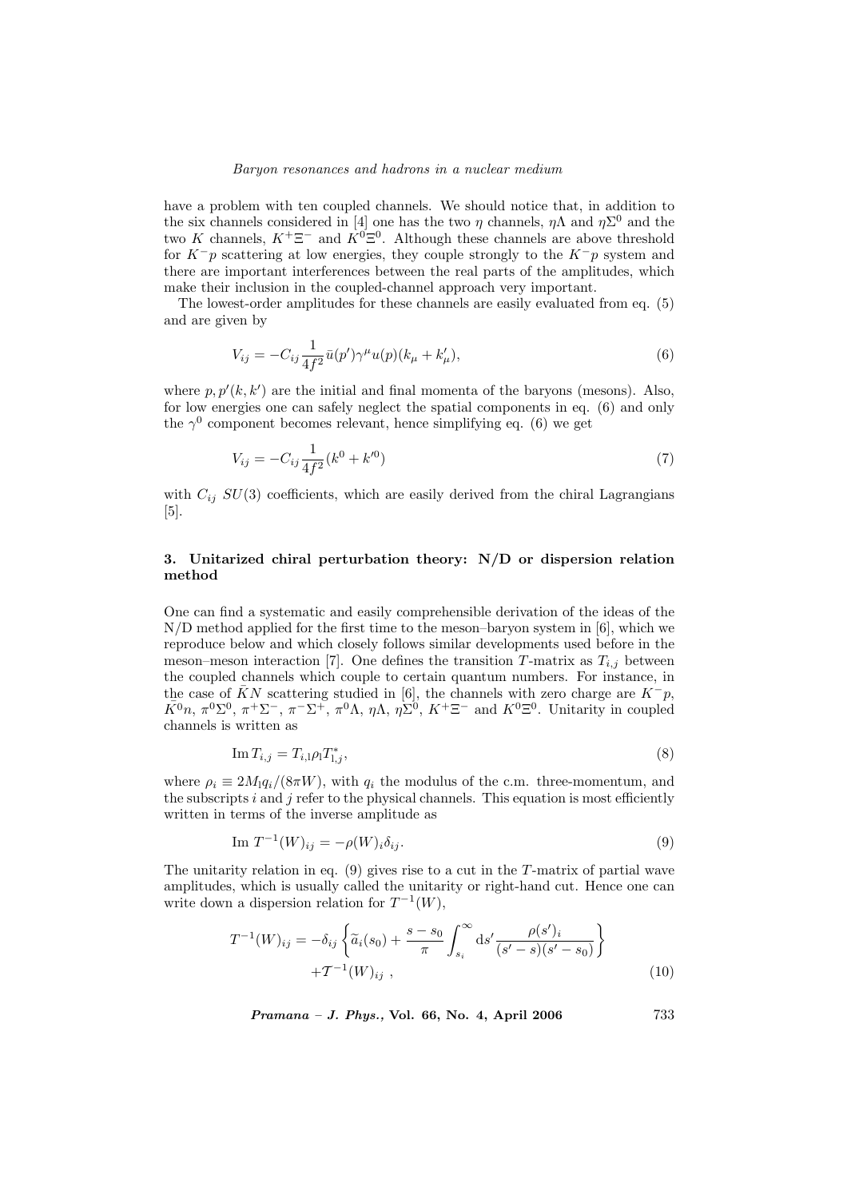have a problem with ten coupled channels. We should notice that, in addition to the six channels considered in [4] one has the two $\eta$ channels, $\eta\Lambda$ and $\eta\Sigma^0$ and the two $K$ channels, $K^+\Xi^-$ and $K^0\Xi^0$. Although these channels are above threshold for $K^-p$ scattering at low energies, they couple strongly to the $K^-p$ system and there are important interferences between the real parts of the amplitudes, which make their inclusion in the coupled-channel approach very important.

The lowest-order amplitudes for these channels are easily evaluated from eq. (5) and are given by

$$V_{ij} = -C_{ij}\frac{1}{4f^2}\bar{u}(p')\gamma^\mu u(p)(k_\mu + k'_\mu), \tag{6}$$

where $p, p'(k, k')$ are the initial and final momenta of the baryons (mesons). Also, for low energies one can safely neglect the spatial components in eq. (6) and only the $\gamma^0$ component becomes relevant, hence simplifying eq. (6) we get

$$V_{ij} = -C_{ij}\frac{1}{4f^2}(k^0 + k'^0) \tag{7}$$

with $C_{ij}$ $SU(3)$ coefficients, which are easily derived from the chiral Lagrangians [5].

## 3. Unitarized chiral perturbation theory: N/D or dispersion relation method

One can find a systematic and easily comprehensible derivation of the ideas of the N/D method applied for the first time to the meson–baryon system in [6], which we reproduce below and which closely follows similar developments used before in the meson–meson interaction [7]. One defines the transition $T$-matrix as $T_{i,j}$ between the coupled channels which couple to certain quantum numbers. For instance, in the case of $\bar{K}N$ scattering studied in [6], the channels with zero charge are $K^-p$, $\bar{K}^0n$, $\pi^0\Sigma^0$, $\pi^+\Sigma^-$, $\pi^-\Sigma^+$, $\pi^0\Lambda$, $\eta\Lambda$, $\eta\Sigma^0$, $K^+\Xi^-$ and $K^0\Xi^0$. Unitarity in coupled channels is written as

$$\operatorname{Im} T_{i,j} = T_{i,l}\rho_l T^*_{l,j}, \tag{8}$$

where $\rho_i \equiv 2M_l q_i/(8\pi W)$, with $q_i$ the modulus of the c.m. three-momentum, and the subscripts $i$ and $j$ refer to the physical channels. This equation is most efficiently written in terms of the inverse amplitude as

$$\operatorname{Im}\, T^{-1}(W)_{ij} = -\rho(W)_i\delta_{ij}. \tag{9}$$

The unitarity relation in eq. (9) gives rise to a cut in the $T$-matrix of partial wave amplitudes, which is usually called the unitarity or right-hand cut. Hence one can write down a dispersion relation for $T^{-1}(W)$,

$$T^{-1}(W)_{ij} = -\delta_{ij}\left\{\widetilde{a}_i(s_0) + \frac{s-s_0}{\pi}\int_{s_i}^{\infty} \mathrm{d}s' \frac{\rho(s')_i}{(s'-s)(s'-s_0)}\right\} + \mathcal{T}^{-1}(W)_{ij}\ , \tag{10}$$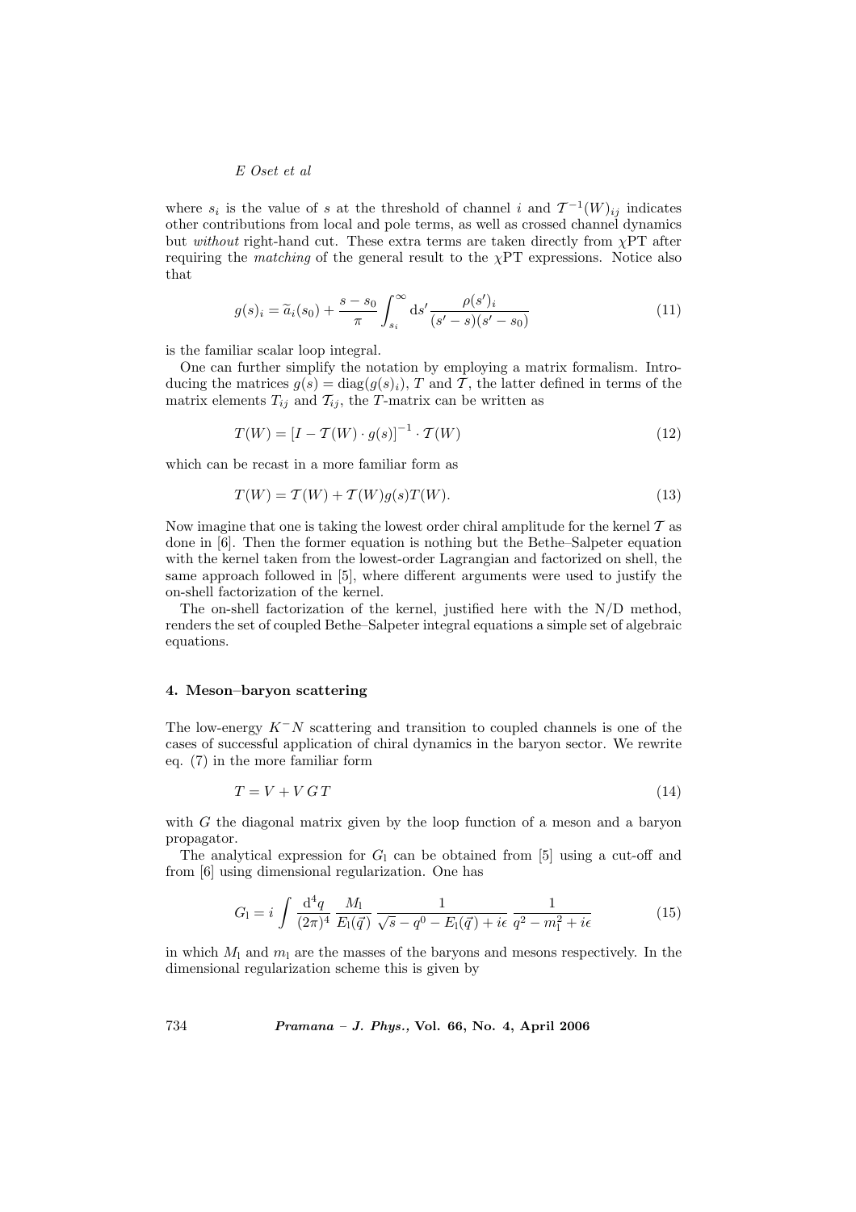where $s_i$ is the value of $s$ at the threshold of channel $i$ and $\mathcal{T}^{-1}(W)_{ij}$ indicates other contributions from local and pole terms, as well as crossed channel dynamics but *without* right-hand cut. These extra terms are taken directly from $\chi$PT after requiring the *matching* of the general result to the $\chi$PT expressions. Notice also that

$$g(s)_i = \widetilde{a}_i(s_0) + \frac{s - s_0}{\pi} \int_{s_i}^{\infty} \mathrm{d}s' \frac{\rho(s')_i}{(s'-s)(s'-s_0)} \tag{11}$$

is the familiar scalar loop integral.

One can further simplify the notation by employing a matrix formalism. Introducing the matrices $g(s) = \mathrm{diag}(g(s)_i)$, $T$ and $\mathcal{T}$, the latter defined in terms of the matrix elements $T_{ij}$ and $\mathcal{T}_{ij}$, the $T$-matrix can be written as

$$T(W) = \left[I - \mathcal{T}(W) \cdot g(s)\right]^{-1} \cdot \mathcal{T}(W) \tag{12}$$

which can be recast in a more familiar form as

$$T(W) = \mathcal{T}(W) + \mathcal{T}(W) g(s) T(W). \tag{13}$$

Now imagine that one is taking the lowest order chiral amplitude for the kernel $\mathcal{T}$ as done in [6]. Then the former equation is nothing but the Bethe–Salpeter equation with the kernel taken from the lowest-order Lagrangian and factorized on shell, the same approach followed in [5], where different arguments were used to justify the on-shell factorization of the kernel.

The on-shell factorization of the kernel, justified here with the N/D method, renders the set of coupled Bethe–Salpeter integral equations a simple set of algebraic equations.

## 4. Meson–baryon scattering

The low-energy $K^-N$ scattering and transition to coupled channels is one of the cases of successful application of chiral dynamics in the baryon sector. We rewrite eq. (7) in the more familiar form

$$T = V + V\,G\,T \tag{14}$$

with $G$ the diagonal matrix given by the loop function of a meson and a baryon propagator.

The analytical expression for $G_l$ can be obtained from [5] using a cut-off and from [6] using dimensional regularization. One has

$$G_l = i \int \frac{\mathrm{d}^4 q}{(2\pi)^4} \frac{M_l}{E_l(\vec{q})} \frac{1}{\sqrt{s} - q^0 - E_l(\vec{q}) + i\epsilon} \frac{1}{q^2 - m_l^2 + i\epsilon} \tag{15}$$

in which $M_l$ and $m_l$ are the masses of the baryons and mesons respectively. In the dimensional regularization scheme this is given by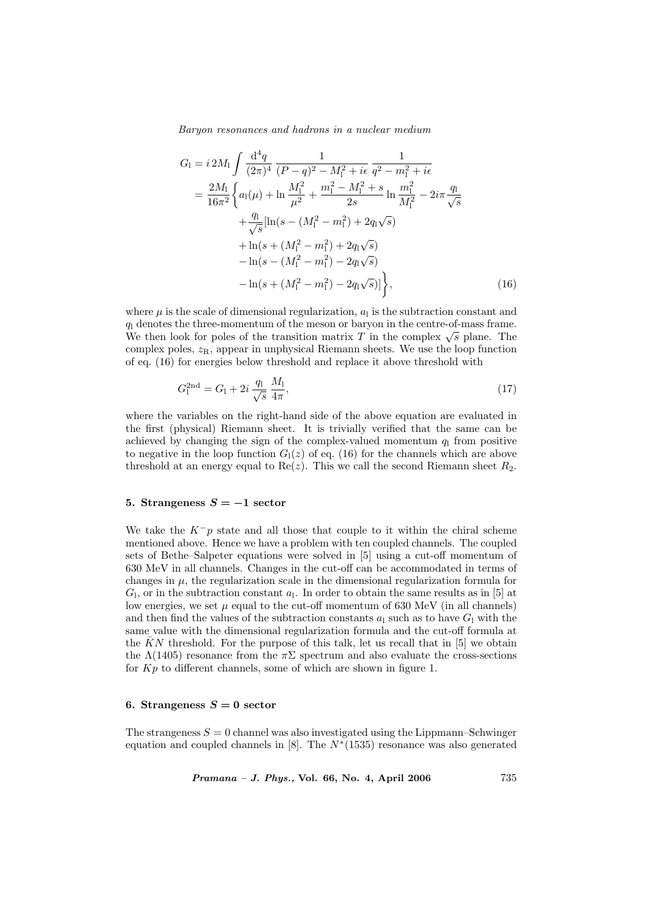$$G_l = i\,2M_l \int \frac{d^4q}{(2\pi)^4} \frac{1}{(P-q)^2 - M_l^2 + i\epsilon} \frac{1}{q^2 - m_l^2 + i\epsilon}$$
$$= \frac{2M_l}{16\pi^2}\Big\{a_l(\mu) + \ln\frac{M_l^2}{\mu^2} + \frac{m_l^2 - M_l^2 + s}{2s}\ln\frac{m_l^2}{M_l^2} - 2i\pi\frac{q_l}{\sqrt{s}}$$
$$+ \frac{q_l}{\sqrt{s}}[\ln(s - (M_l^2 - m_l^2) + 2q_l\sqrt{s})$$
$$+ \ln(s + (M_l^2 - m_l^2) + 2q_l\sqrt{s})$$
$$- \ln(s - (M_l^2 - m_l^2) - 2q_l\sqrt{s})$$
$$- \ln(s + (M_l^2 - m_l^2) - 2q_l\sqrt{s})]\Big\}, \tag{16}$$

where $\mu$ is the scale of dimensional regularization, $a_l$ is the subtraction constant and $q_l$ denotes the three-momentum of the meson or baryon in the centre-of-mass frame. We then look for poles of the transition matrix $T$ in the complex $\sqrt{s}$ plane. The complex poles, $z_R$, appear in unphysical Riemann sheets. We use the loop function of eq. (16) for energies below threshold and replace it above threshold with

$$G_l^{2nd} = G_l + 2i\,\frac{q_l}{\sqrt{s}}\,\frac{M_l}{4\pi}, \tag{17}$$

where the variables on the right-hand side of the above equation are evaluated in the first (physical) Riemann sheet. It is trivially verified that the same can be achieved by changing the sign of the complex-valued momentum $q_l$ from positive to negative in the loop function $G_l(z)$ of eq. (16) for the channels which are above threshold at an energy equal to $\mathrm{Re}(z)$. This we call the second Riemann sheet $R_2$.

## 5. Strangeness $S = -1$ sector

We take the $K^-p$ state and all those that couple to it within the chiral scheme mentioned above. Hence we have a problem with ten coupled channels. The coupled sets of Bethe–Salpeter equations were solved in [5] using a cut-off momentum of 630 MeV in all channels. Changes in the cut-off can be accommodated in terms of changes in $\mu$, the regularization scale in the dimensional regularization formula for $G_l$, or in the subtraction constant $a_l$. In order to obtain the same results as in [5] at low energies, we set $\mu$ equal to the cut-off momentum of 630 MeV (in all channels) and then find the values of the subtraction constants $a_l$ such as to have $G_l$ with the same value with the dimensional regularization formula and the cut-off formula at the $\bar{K}N$ threshold. For the purpose of this talk, let us recall that in [5] we obtain the $\Lambda(1405)$ resonance from the $\pi\Sigma$ spectrum and also evaluate the cross-sections for $Kp$ to different channels, some of which are shown in figure 1.

## 6. Strangeness $S = 0$ sector

The strangeness $S = 0$ channel was also investigated using the Lippmann–Schwinger equation and coupled channels in [8]. The $N^*(1535)$ resonance was also generated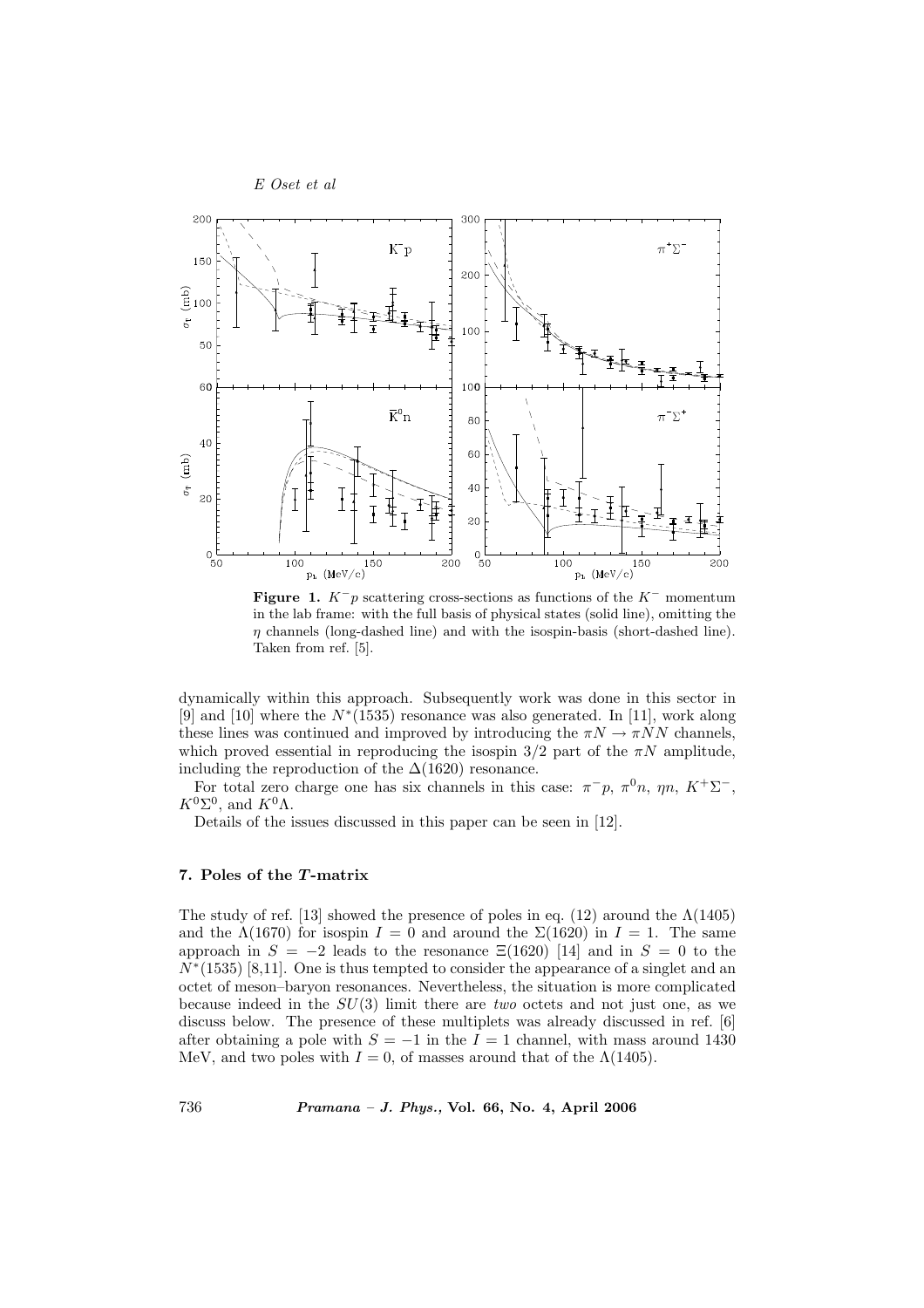200
150
100
50
$\sigma_T$ (mb)
$K^-p$

300
200
100
$\pi^+\Sigma^-$

60
40
20
0
$\sigma_T$ (mb)
50
100
150
200
$p_L$ (MeV/c)
$\bar{K}^0n$

100
80
60
40
20
0
50
100
150
200
$p_L$ (MeV/c)
$\pi^-\Sigma^+$

**Figure 1.** $K^-p$ scattering cross-sections as functions of the $K^-$ momentum in the lab frame: with the full basis of physical states (solid line), omitting the $\eta$ channels (long-dashed line) and with the isospin-basis (short-dashed line). Taken from ref. [5].

dynamically within this approach. Subsequently work was done in this sector in [9] and [10] where the $N^*(1535)$ resonance was also generated. In [11], work along these lines was continued and improved by introducing the $\pi N \to \pi NN$ channels, which proved essential in reproducing the isospin 3/2 part of the $\pi N$ amplitude, including the reproduction of the $\Delta(1620)$ resonance.

For total zero charge one has six channels in this case: $\pi^-p$, $\pi^0n$, $\eta n$, $K^+\Sigma^-$, $K^0\Sigma^0$, and $K^0\Lambda$.

Details of the issues discussed in this paper can be seen in [12].

## 7. Poles of the *T*-matrix

The study of ref. [13] showed the presence of poles in eq. (12) around the $\Lambda(1405)$ and the $\Lambda(1670)$ for isospin $I = 0$ and around the $\Sigma(1620)$ in $I = 1$. The same approach in $S = -2$ leads to the resonance $\Xi(1620)$ [14] and in $S = 0$ to the $N^*(1535)$ [8,11]. One is thus tempted to consider the appearance of a singlet and an octet of meson–baryon resonances. Nevertheless, the situation is more complicated because indeed in the $SU(3)$ limit there are *two* octets and not just one, as we discuss below. The presence of these multiplets was already discussed in ref. [6] after obtaining a pole with $S = -1$ in the $I = 1$ channel, with mass around 1430 MeV, and two poles with $I = 0$, of masses around that of the $\Lambda(1405)$.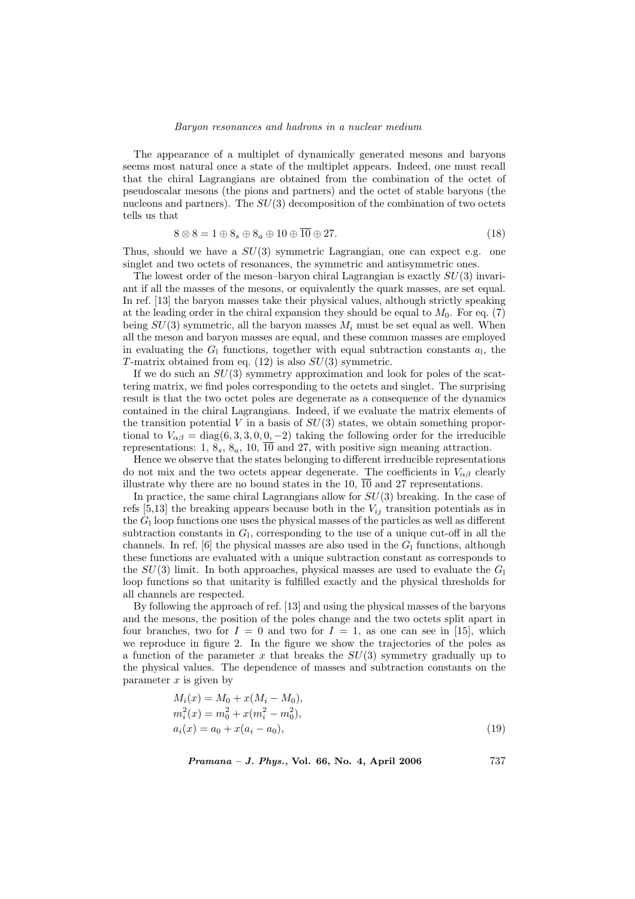The appearance of a multiplet of dynamically generated mesons and baryons seems most natural once a state of the multiplet appears. Indeed, one must recall that the chiral Lagrangians are obtained from the combination of the octet of pseudoscalar mesons (the pions and partners) and the octet of stable baryons (the nucleons and partners). The $SU(3)$ decomposition of the combination of two octets tells us that

$$8 \otimes 8 = 1 \oplus 8_s \oplus 8_a \oplus 10 \oplus \overline{10} \oplus 27. \tag{18}$$

Thus, should we have a $SU(3)$ symmetric Lagrangian, one can expect e.g. one singlet and two octets of resonances, the symmetric and antisymmetric ones.

The lowest order of the meson–baryon chiral Lagrangian is exactly $SU(3)$ invariant if all the masses of the mesons, or equivalently the quark masses, are set equal. In ref. [13] the baryon masses take their physical values, although strictly speaking at the leading order in the chiral expansion they should be equal to $M_0$. For eq. (7) being $SU(3)$ symmetric, all the baryon masses $M_i$ must be set equal as well. When all the meson and baryon masses are equal, and these common masses are employed in evaluating the $G_l$ functions, together with equal subtraction constants $a_l$, the $T$-matrix obtained from eq. (12) is also $SU(3)$ symmetric.

If we do such an $SU(3)$ symmetry approximation and look for poles of the scattering matrix, we find poles corresponding to the octets and singlet. The surprising result is that the two octet poles are degenerate as a consequence of the dynamics contained in the chiral Lagrangians. Indeed, if we evaluate the matrix elements of the transition potential $V$ in a basis of $SU(3)$ states, we obtain something proportional to $V_{\alpha\beta} = \mathrm{diag}(6, 3, 3, 0, 0, -2)$ taking the following order for the irreducible representations: 1, $8_s$, $8_a$, 10, $\overline{10}$ and 27, with positive sign meaning attraction.

Hence we observe that the states belonging to different irreducible representations do not mix and the two octets appear degenerate. The coefficients in $V_{\alpha\beta}$ clearly illustrate why there are no bound states in the 10, $\overline{10}$ and 27 representations.

In practice, the same chiral Lagrangians allow for $SU(3)$ breaking. In the case of refs [5,13] the breaking appears because both in the $V_{ij}$ transition potentials as in the $G_l$ loop functions one uses the physical masses of the particles as well as different subtraction constants in $G_l$, corresponding to the use of a unique cut-off in all the channels. In ref. [6] the physical masses are also used in the $G_l$ functions, although these functions are evaluated with a unique subtraction constant as corresponds to the $SU(3)$ limit. In both approaches, physical masses are used to evaluate the $G_l$ loop functions so that unitarity is fulfilled exactly and the physical thresholds for all channels are respected.

By following the approach of ref. [13] and using the physical masses of the baryons and the mesons, the position of the poles change and the two octets split apart in four branches, two for $I = 0$ and two for $I = 1$, as one can see in [15], which we reproduce in figure 2. In the figure we show the trajectories of the poles as a function of the parameter $x$ that breaks the $SU(3)$ symmetry gradually up to the physical values. The dependence of masses and subtraction constants on the parameter $x$ is given by

$$\begin{aligned}
M_i(x) &= M_0 + x(M_i - M_0), \\
m_i^2(x) &= m_0^2 + x(m_i^2 - m_0^2), \\
a_i(x) &= a_0 + x(a_i - a_0),
\end{aligned} \tag{19}$$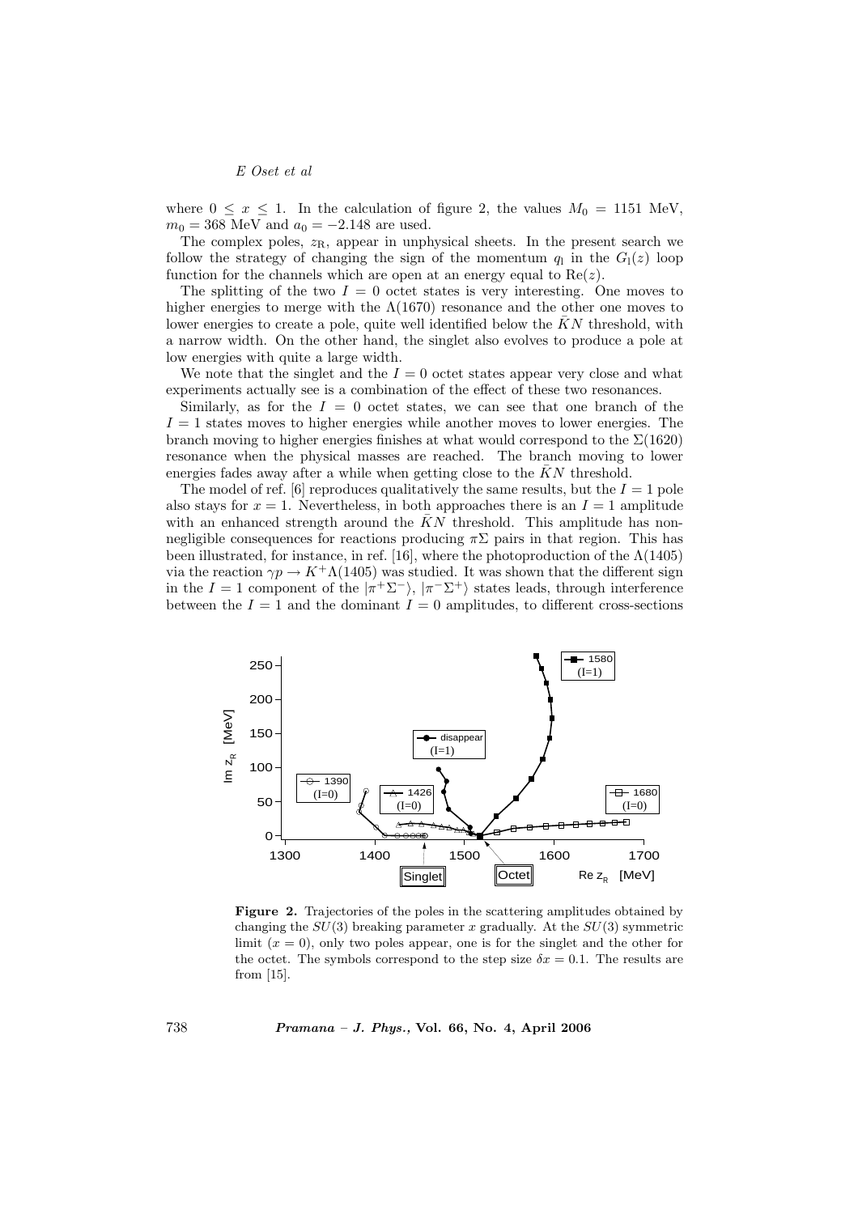where $0 \leq x \leq 1$. In the calculation of figure 2, the values $M_0 = 1151$ MeV, $m_0 = 368$ MeV and $a_0 = -2.148$ are used.

The complex poles, $z_{\rm R}$, appear in unphysical sheets. In the present search we follow the strategy of changing the sign of the momentum $q_l$ in the $G_l(z)$ loop function for the channels which are open at an energy equal to $\mathrm{Re}(z)$.

The splitting of the two $I = 0$ octet states is very interesting. One moves to higher energies to merge with the $\Lambda(1670)$ resonance and the other one moves to lower energies to create a pole, quite well identified below the $\bar{K}N$ threshold, with a narrow width. On the other hand, the singlet also evolves to produce a pole at low energies with quite a large width.

We note that the singlet and the $I = 0$ octet states appear very close and what experiments actually see is a combination of the effect of these two resonances.

Similarly, as for the $I = 0$ octet states, we can see that one branch of the $I = 1$ states moves to higher energies while another moves to lower energies. The branch moving to higher energies finishes at what would correspond to the $\Sigma(1620)$ resonance when the physical masses are reached. The branch moving to lower energies fades away after a while when getting close to the $\bar{K}N$ threshold.

The model of ref. [6] reproduces qualitatively the same results, but the $I = 1$ pole also stays for $x = 1$. Nevertheless, in both approaches there is an $I = 1$ amplitude with an enhanced strength around the $\bar{K}N$ threshold. This amplitude has non-negligible consequences for reactions producing $\pi\Sigma$ pairs in that region. This has been illustrated, for instance, in ref. [16], where the photoproduction of the $\Lambda(1405)$ via the reaction $\gamma p \to K^+\Lambda(1405)$ was studied. It was shown that the different sign in the $I = 1$ component of the $|\pi^+\Sigma^-\rangle$, $|\pi^-\Sigma^+\rangle$ states leads, through interference between the $I = 1$ and the dominant $I = 0$ amplitudes, to different cross-sections

Im $z_R$ [MeV]
Re $z_R$ [MeV]
1580 (I=1)
disappear (I=1)
1390 (I=0)
1426 (I=0)
1680 (I=0)
Singlet
Octet

**Figure 2.** Trajectories of the poles in the scattering amplitudes obtained by changing the $SU(3)$ breaking parameter $x$ gradually. At the $SU(3)$ symmetric limit ($x = 0$), only two poles appear, one is for the singlet and the other for the octet. The symbols correspond to the step size $\delta x = 0.1$. The results are from [15].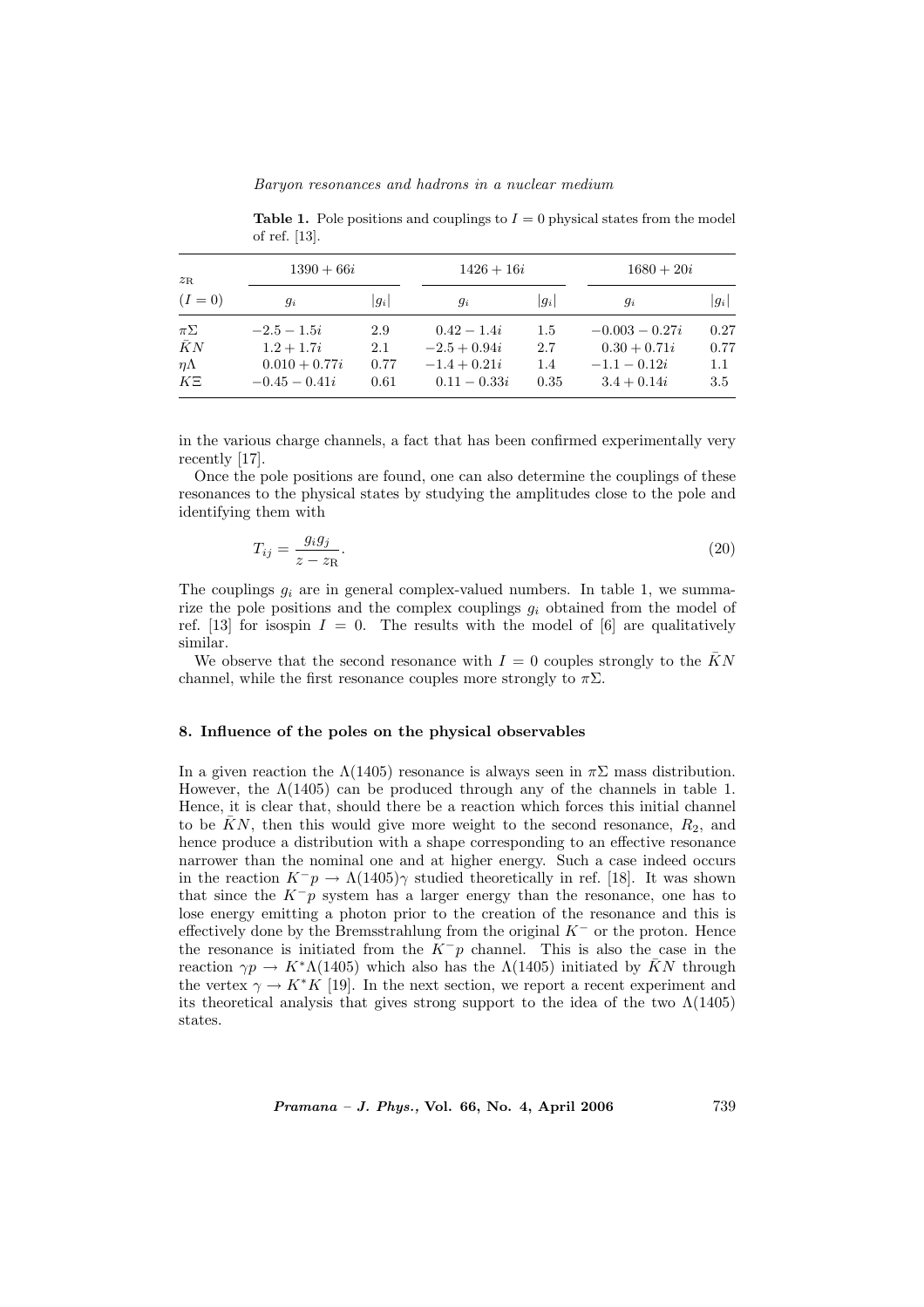**Table 1.** Pole positions and couplings to $I = 0$ physical states from the model of ref. [13].

| $z_R$ | $1390 + 66i$ | | $1426 + 16i$ | | $1680 + 20i$ | |
|---|---|---|---|---|---|---|
| $(I = 0)$ | $g_i$ | $\|g_i\|$ | $g_i$ | $\|g_i\|$ | $g_i$ | $\|g_i\|$ |
| $\pi\Sigma$ | $-2.5 - 1.5i$ | 2.9 | $0.42 - 1.4i$ | 1.5 | $-0.003 - 0.27i$ | 0.27 |
| $\bar{K}N$ | $1.2 + 1.7i$ | 2.1 | $-2.5 + 0.94i$ | 2.7 | $0.30 + 0.71i$ | 0.77 |
| $\eta\Lambda$ | $0.010 + 0.77i$ | 0.77 | $-1.4 + 0.21i$ | 1.4 | $-1.1 - 0.12i$ | 1.1 |
| $K\Xi$ | $-0.45 - 0.41i$ | 0.61 | $0.11 - 0.33i$ | 0.35 | $3.4 + 0.14i$ | 3.5 |

in the various charge channels, a fact that has been confirmed experimentally very recently [17].

Once the pole positions are found, one can also determine the couplings of these resonances to the physical states by studying the amplitudes close to the pole and identifying them with

$$T_{ij} = \frac{g_i g_j}{z - z_R}. \tag{20}$$

The couplings $g_i$ are in general complex-valued numbers. In table 1, we summarize the pole positions and the complex couplings $g_i$ obtained from the model of ref. [13] for isospin $I = 0$. The results with the model of [6] are qualitatively similar.

We observe that the second resonance with $I = 0$ couples strongly to the $\bar{K}N$ channel, while the first resonance couples more strongly to $\pi\Sigma$.

## 8. Influence of the poles on the physical observables

In a given reaction the $\Lambda(1405)$ resonance is always seen in $\pi\Sigma$ mass distribution. However, the $\Lambda(1405)$ can be produced through any of the channels in table 1. Hence, it is clear that, should there be a reaction which forces this initial channel to be $\bar{K}N$, then this would give more weight to the second resonance, $R_2$, and hence produce a distribution with a shape corresponding to an effective resonance narrower than the nominal one and at higher energy. Such a case indeed occurs in the reaction $K^- p \to \Lambda(1405)\gamma$ studied theoretically in ref. [18]. It was shown that since the $K^- p$ system has a larger energy than the resonance, one has to lose energy emitting a photon prior to the creation of the resonance and this is effectively done by the Bremsstrahlung from the original $K^-$ or the proton. Hence the resonance is initiated from the $K^- p$ channel. This is also the case in the reaction $\gamma p \to K^* \Lambda(1405)$ which also has the $\Lambda(1405)$ initiated by $\bar{K}N$ through the vertex $\gamma \to K^* K$ [19]. In the next section, we report a recent experiment and its theoretical analysis that gives strong support to the idea of the two $\Lambda(1405)$ states.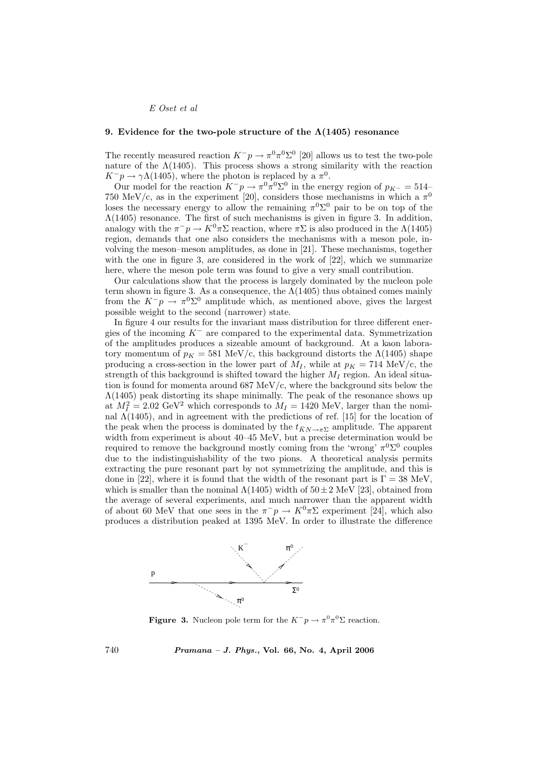### 9. Evidence for the two-pole structure of the $\Lambda(1405)$ resonance

The recently measured reaction $K^- p \to \pi^0\pi^0\Sigma^0$ [20] allows us to test the two-pole nature of the $\Lambda(1405)$. This process shows a strong similarity with the reaction $K^- p \to \gamma\Lambda(1405)$, where the photon is replaced by a $\pi^0$.

Our model for the reaction $K^- p \to \pi^0\pi^0\Sigma^0$ in the energy region of $p_{K^-} = 514$–$750$ MeV/c, as in the experiment [20], considers those mechanisms in which a $\pi^0$ loses the necessary energy to allow the remaining $\pi^0\Sigma^0$ pair to be on top of the $\Lambda(1405)$ resonance. The first of such mechanisms is given in figure 3. In addition, analogy with the $\pi^- p \to K^0\pi\Sigma$ reaction, where $\pi\Sigma$ is also produced in the $\Lambda(1405)$ region, demands that one also considers the mechanisms with a meson pole, involving the meson–meson amplitudes, as done in [21]. These mechanisms, together with the one in figure 3, are considered in the work of [22], which we summarize here, where the meson pole term was found to give a very small contribution.

Our calculations show that the process is largely dominated by the nucleon pole term shown in figure 3. As a consequence, the $\Lambda(1405)$ thus obtained comes mainly from the $K^- p \to \pi^0\Sigma^0$ amplitude which, as mentioned above, gives the largest possible weight to the second (narrower) state.

In figure 4 our results for the invariant mass distribution for three different energies of the incoming $K^-$ are compared to the experimental data. Symmetrization of the amplitudes produces a sizeable amount of background. At a kaon laboratory momentum of $p_K = 581$ MeV/c, this background distorts the $\Lambda(1405)$ shape producing a cross-section in the lower part of $M_I$, while at $p_K = 714$ MeV/c, the strength of this background is shifted toward the higher $M_I$ region. An ideal situation is found for momenta around 687 MeV/c, where the background sits below the $\Lambda(1405)$ peak distorting its shape minimally. The peak of the resonance shows up at $M_I^2 = 2.02$ GeV$^2$ which corresponds to $M_I = 1420$ MeV, larger than the nominal $\Lambda(1405)$, and in agreement with the predictions of ref. [15] for the location of the peak when the process is dominated by the $t_{\bar{K}N\to\pi\Sigma}$ amplitude. The apparent width from experiment is about 40–45 MeV, but a precise determination would be required to remove the background mostly coming from the 'wrong' $\pi^0\Sigma^0$ couples due to the indistinguishability of the two pions. A theoretical analysis permits extracting the pure resonant part by not symmetrizing the amplitude, and this is done in [22], where it is found that the width of the resonant part is $\Gamma = 38$ MeV, which is smaller than the nominal $\Lambda(1405)$ width of $50 \pm 2$ MeV [23], obtained from the average of several experiments, and much narrower than the apparent width of about 60 MeV that one sees in the $\pi^- p \to K^0\pi\Sigma$ experiment [24], which also produces a distribution peaked at 1395 MeV. In order to illustrate the difference

K$^-$

π$^0$

p

Σ$^0$

π$^0$

**Figure 3.** Nucleon pole term for the $K^- p \to \pi^0\pi^0\Sigma$ reaction.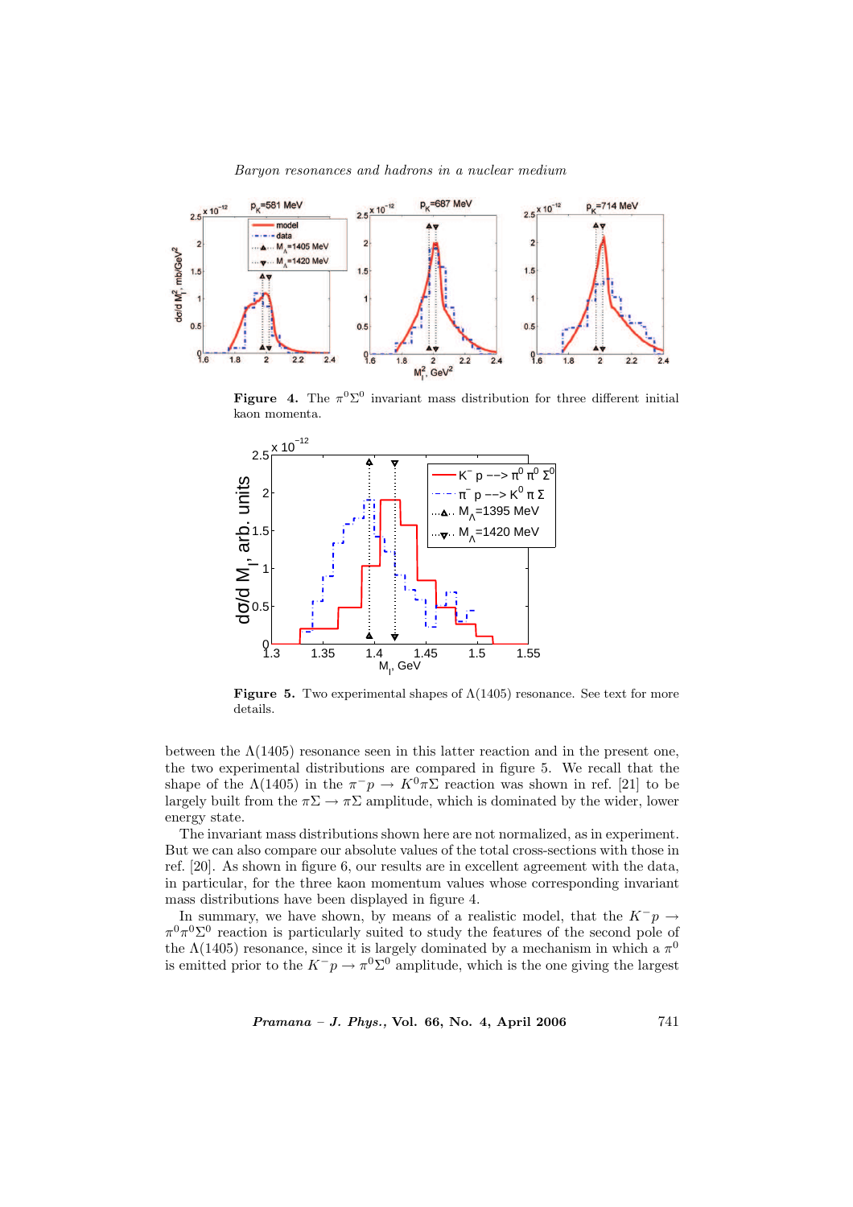$p_K$=581 MeV

$p_K$=687 MeV

$p_K$=714 MeV

x $10^{-12}$

$d\sigma/d\,M_I^2$, mb/GeV$^2$

model

data

$M_\Lambda$=1405 MeV

$M_\Lambda$=1420 MeV

$M_I^2$, GeV$^2$

**Figure 4.** The $\pi^0\Sigma^0$ invariant mass distribution for three different initial kaon momenta.

x $10^{-12}$

$d\sigma/d\,M_I$, arb. units

$K^-\,p \to \pi^0\,\pi^0\,\Sigma^0$

$\pi^-\,p \to K^0\,\pi\,\Sigma$

$M_\Lambda$=1395 MeV

$M_\Lambda$=1420 MeV

$M_I$, GeV

**Figure 5.** Two experimental shapes of $\Lambda(1405)$ resonance. See text for more details.

between the $\Lambda(1405)$ resonance seen in this latter reaction and in the present one, the two experimental distributions are compared in figure 5. We recall that the shape of the $\Lambda(1405)$ in the $\pi^- p \to K^0\pi\Sigma$ reaction was shown in ref. [21] to be largely built from the $\pi\Sigma \to \pi\Sigma$ amplitude, which is dominated by the wider, lower energy state.

The invariant mass distributions shown here are not normalized, as in experiment. But we can also compare our absolute values of the total cross-sections with those in ref. [20]. As shown in figure 6, our results are in excellent agreement with the data, in particular, for the three kaon momentum values whose corresponding invariant mass distributions have been displayed in figure 4.

In summary, we have shown, by means of a realistic model, that the $K^- p \to \pi^0\pi^0\Sigma^0$ reaction is particularly suited to study the features of the second pole of the $\Lambda(1405)$ resonance, since it is largely dominated by a mechanism in which a $\pi^0$ is emitted prior to the $K^- p \to \pi^0\Sigma^0$ amplitude, which is the one giving the largest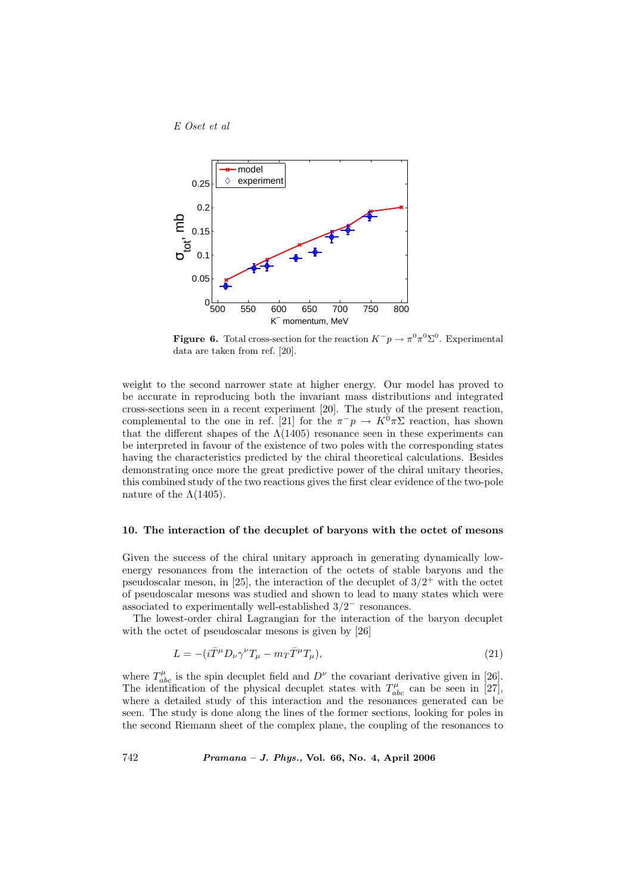model
experiment

0.25
0.2
0.15
0.1
0.05
0

$\sigma_{tot}$, mb

500 550 600 650 700 750 800

$K^-$ momentum, MeV

**Figure 6.** Total cross-section for the reaction $K^-p \to \pi^0\pi^0\Sigma^0$. Experimental data are taken from ref. [20].

weight to the second narrower state at higher energy. Our model has proved to be accurate in reproducing both the invariant mass distributions and integrated cross-sections seen in a recent experiment [20]. The study of the present reaction, complementary to the one in ref. [21] for the $\pi^-p \to K^0\pi\Sigma$ reaction, has shown that the different shapes of the $\Lambda(1405)$ resonance seen in these experiments can be interpreted in favour of the existence of two poles with the corresponding states having the characteristics predicted by the chiral theoretical calculations. Besides demonstrating once more the great predictive power of the chiral unitary theories, this combined study of the two reactions gives the first clear evidence of the two-pole nature of the $\Lambda(1405)$.

## 10. The interaction of the decuplet of baryons with the octet of mesons

Given the success of the chiral unitary approach in generating dynamically low-energy resonances from the interaction of the octets of stable baryons and the pseudoscalar meson, in [25], the interaction of the decuplet of $3/2^+$ with the octet of pseudoscalar mesons was studied and shown to lead to many states which were associated to experimentally well-established $3/2^-$ resonances.

The lowest-order chiral Lagrangian for the interaction of the baryon decuplet with the octet of pseudoscalar mesons is given by [26]

$$L = -(i\bar{T}^\mu D_\nu \gamma^\nu T_\mu - m_T \bar{T}^\mu T_\mu), \tag{21}$$

where $T^\mu_{abc}$ is the spin decuplet field and $D^\nu$ the covariant derivative given in [26]. The identification of the physical decuplet states with $T^\mu_{abc}$ can be seen in [27], where a detailed study of this interaction and the resonances generated can be seen. The study is done along the lines of the former sections, looking for poles in the second Riemann sheet of the complex plane, the coupling of the resonances to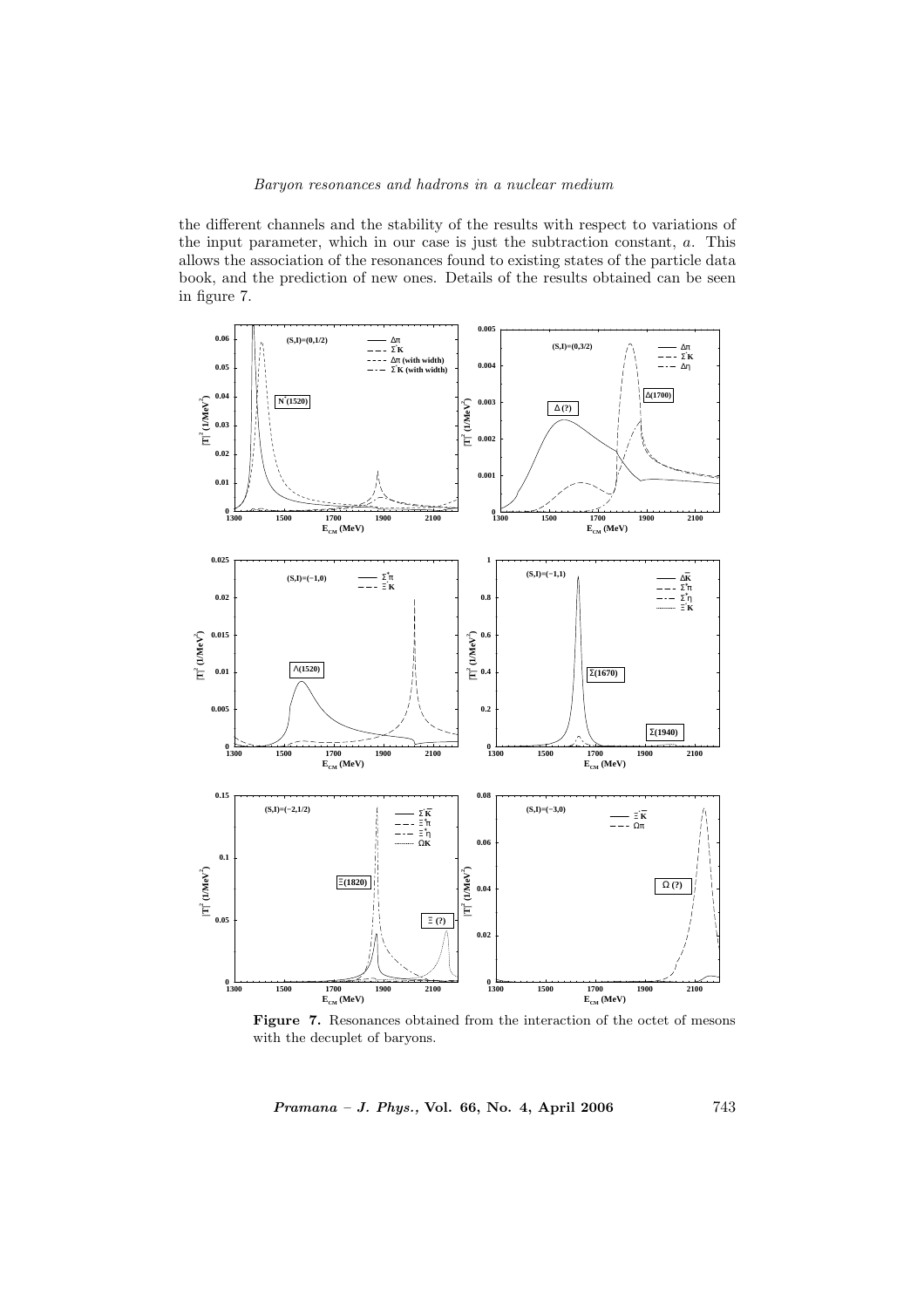the different channels and the stability of the results with respect to variations of the input parameter, which in our case is just the subtraction constant, $a$. This allows the association of the resonances found to existing states of the particle data book, and the prediction of new ones. Details of the results obtained can be seen in figure 7.

(S,I)=(0,1/2)
$\Delta\pi$
$\Sigma^* K$
$\Delta\pi$ (with width)
$\Sigma^* K$ (with width)
$N^*(1520)$
$|T|^2$ (1/MeV$^2$)
$E_{CM}$ (MeV)

(S,I)=(0,3/2)
$\Delta\pi$
$\Sigma^* K$
$\Delta\eta$
$\Delta$(?)
$\Delta$(1700)
$|T|^2$ (1/MeV$^2$)
$E_{CM}$ (MeV)

(S,I)=(−1,0)
$\Sigma^*\pi$
$\Xi^* K$
$\Lambda$(1520)
$|T|^2$ (1/MeV$^2$)
$E_{CM}$ (MeV)

(S,I)=(−1,1)
$\Delta\bar{K}$
$\Sigma^*\pi$
$\Sigma^*\eta$
$\Xi^* K$
$\Sigma$(1670)
$\Sigma$(1940)
$|T|^2$ (1/MeV$^2$)
$E_{CM}$ (MeV)

(S,I)=(−2,1/2)
$\Sigma^*\bar{K}$
$\Xi^*\pi$
$\Xi^*\eta$
$\Omega K$
$\Xi$(1820)
$\Xi$ (?)
$|T|^2$ (1/MeV$^2$)
$E_{CM}$ (MeV)

(S,I)=(−3,0)
$\Xi^*\bar{K}$
$\Omega\pi$
$\Omega$ (?)
$|T|^2$ (1/MeV$^2$)
$E_{CM}$ (MeV)

**Figure 7.** Resonances obtained from the interaction of the octet of mesons with the decuplet of baryons.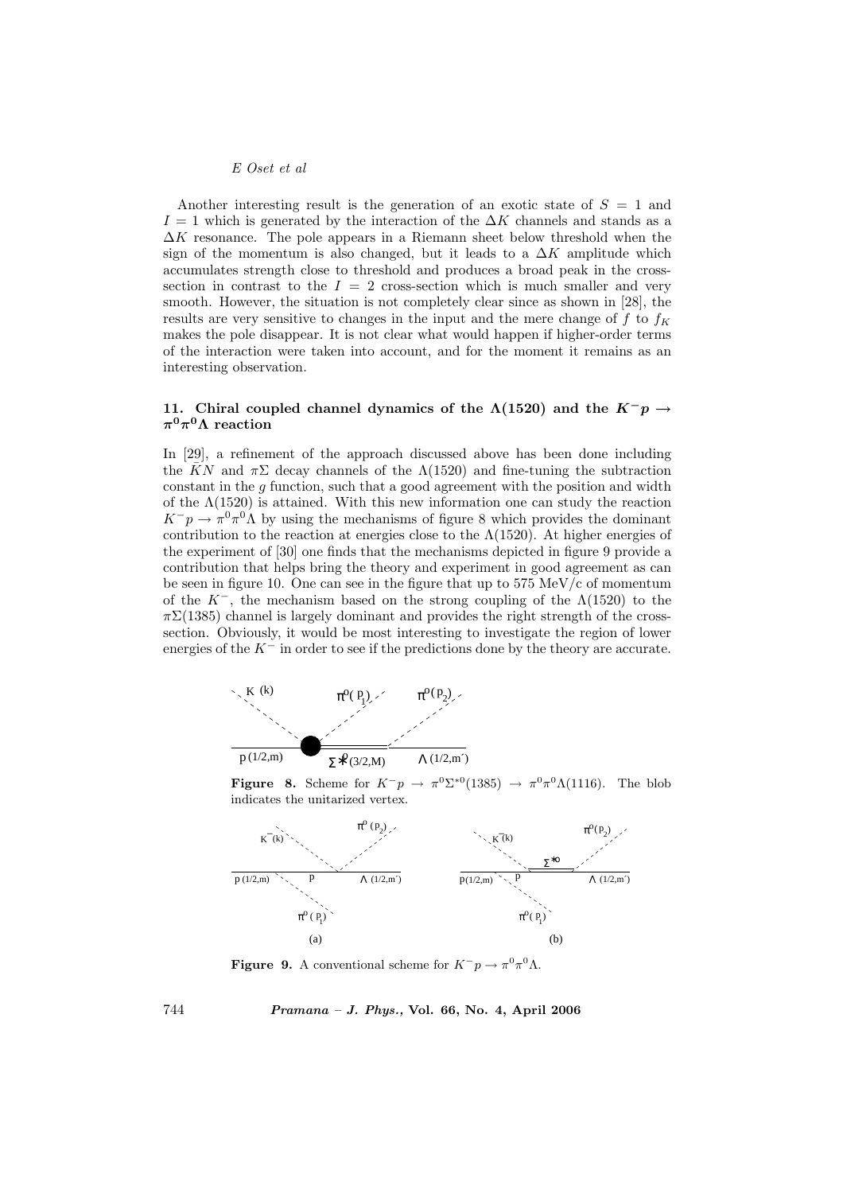Another interesting result is the generation of an exotic state of $S = 1$ and $I = 1$ which is generated by the interaction of the $\Delta K$ channels and stands as a $\Delta K$ resonance. The pole appears in a Riemann sheet below threshold when the sign of the momentum is also changed, but it leads to a $\Delta K$ amplitude which accumulates strength close to threshold and produces a broad peak in the cross-section in contrast to the $I = 2$ cross-section which is much smaller and very smooth. However, the situation is not completely clear since as shown in [28], the results are very sensitive to changes in the input and the mere change of $f$ to $f_K$ makes the pole disappear. It is not clear what would happen if higher-order terms of the interaction were taken into account, and for the moment it remains as an interesting observation.

## 11. Chiral coupled channel dynamics of the $\Lambda(1520)$ and the $K^- p \to \pi^0\pi^0\Lambda$ reaction

In [29], a refinement of the approach discussed above has been done including the $\bar{K}N$ and $\pi\Sigma$ decay channels of the $\Lambda(1520)$ and fine-tuning the subtraction constant in the $g$ function, such that a good agreement with the position and width of the $\Lambda(1520)$ is attained. With this new information one can study the reaction $K^- p \to \pi^0\pi^0\Lambda$ by using the mechanisms of figure 8 which provides the dominant contribution to the reaction at energies close to the $\Lambda(1520)$. At higher energies of the experiment of [30] one finds that the mechanisms depicted in figure 9 provide a contribution that helps bring the theory and experiment in good agreement as can be seen in figure 10. One can see in the figure that up to 575 MeV/c of momentum of the $K^-$, the mechanism based on the strong coupling of the $\Lambda(1520)$ to the $\pi\Sigma(1385)$ channel is largely dominant and provides the right strength of the cross-section. Obviously, it would be most interesting to investigate the region of lower energies of the $K^-$ in order to see if the predictions done by the theory are accurate.

K (k)
$\pi^0$( p$_1$)
$\pi^0$( p$_2$)
p (1/2,m)
$\Sigma^{*0}$(3/2,M)
$\Lambda$ (1/2,m´)

**Figure 8.** Scheme for $K^- p \to \pi^0\Sigma^{*0}(1385) \to \pi^0\pi^0\Lambda(1116)$. The blob indicates the unitarized vertex.

$K^-$(k)
$\pi^0$ (p$_2$)
p (1/2,m)
p
$\Lambda$ (1/2,m´)
$\pi^0$ ( p$_1$)
(a)

$K^-$(k)
$\pi^0$(p$_2$)
$\Sigma^{*0}$
p(1/2,m)
p
$\Lambda$ (1/2,m´)
$\pi^0$( p$_1$)
(b)

**Figure 9.** A conventional scheme for $K^- p \to \pi^0\pi^0\Lambda$.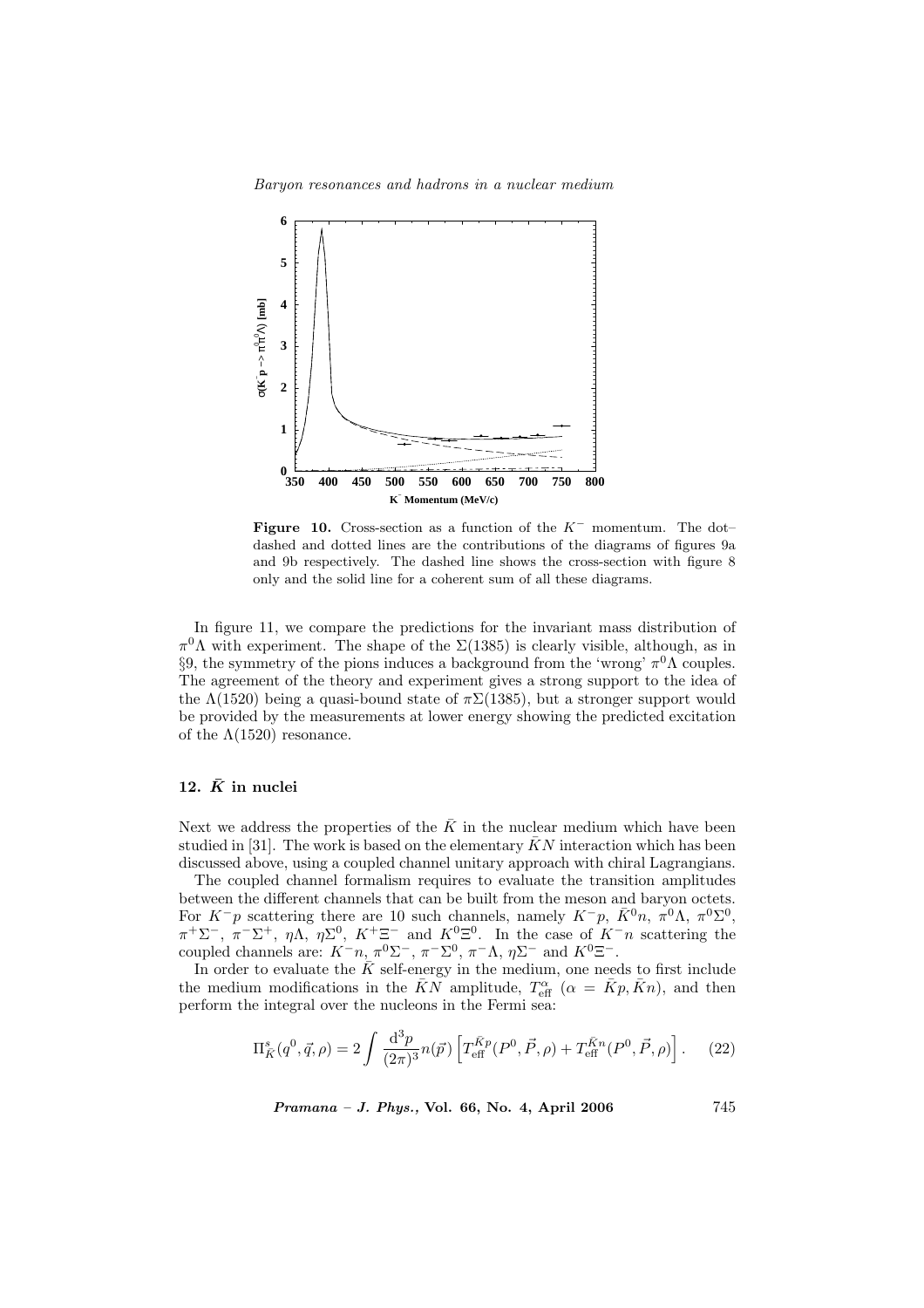6
5
4
3
2
1
0
350 400 450 500 550 600 650 700 750 800

$\sigma(K^- p \to \pi^0\pi^0\Lambda)$ [mb]

$K^-$ Momentum (MeV/c)

**Figure 10.** Cross-section as a function of the $K^-$ momentum. The dot–dashed and dotted lines are the contributions of the diagrams of figures 9a and 9b respectively. The dashed line shows the cross-section with figure 8 only and the solid line for a coherent sum of all these diagrams.

In figure 11, we compare the predictions for the invariant mass distribution of $\pi^0\Lambda$ with experiment. The shape of the $\Sigma(1385)$ is clearly visible, although, as in §9, the symmetry of the pions induces a background from the 'wrong' $\pi^0\Lambda$ couples. The agreement of the theory and experiment gives a strong support to the idea of the $\Lambda(1520)$ being a quasi-bound state of $\pi\Sigma(1385)$, but a stronger support would be provided by the measurements at lower energy showing the predicted excitation of the $\Lambda(1520)$ resonance.

## 12. $\bar{K}$ in nuclei

Next we address the properties of the $\bar{K}$ in the nuclear medium which have been studied in [31]. The work is based on the elementary $\bar{K}N$ interaction which has been discussed above, using a coupled channel unitary approach with chiral Lagrangians.

The coupled channel formalism requires to evaluate the transition amplitudes between the different channels that can be built from the meson and baryon octets. For $K^-p$ scattering there are 10 such channels, namely $K^-p$, $\bar{K}^0n$, $\pi^0\Lambda$, $\pi^0\Sigma^0$, $\pi^+\Sigma^-$, $\pi^-\Sigma^+$, $\eta\Lambda$, $\eta\Sigma^0$, $K^+\Xi^-$ and $K^0\Xi^0$. In the case of $K^-n$ scattering the coupled channels are: $K^-n$, $\pi^0\Sigma^-$, $\pi^-\Sigma^0$, $\pi^-\Lambda$, $\eta\Sigma^-$ and $K^0\Xi^-$.

In order to evaluate the $\bar{K}$ self-energy in the medium, one needs to first include the medium modifications in the $\bar{K}N$ amplitude, $T^{\alpha}_{\rm eff}$ ($\alpha = \bar{K}p, \bar{K}n$), and then perform the integral over the nucleons in the Fermi sea:

$$\Pi^{s}_{\bar{K}}(q^0, \vec{q}, \rho) = 2\int \frac{{\rm d}^3p}{(2\pi)^3} n(\vec{p}) \left[ T^{\bar{K}p}_{\rm eff}(P^0, \vec{P}, \rho) + T^{\bar{K}n}_{\rm eff}(P^0, \vec{P}, \rho) \right]. \quad (22)$$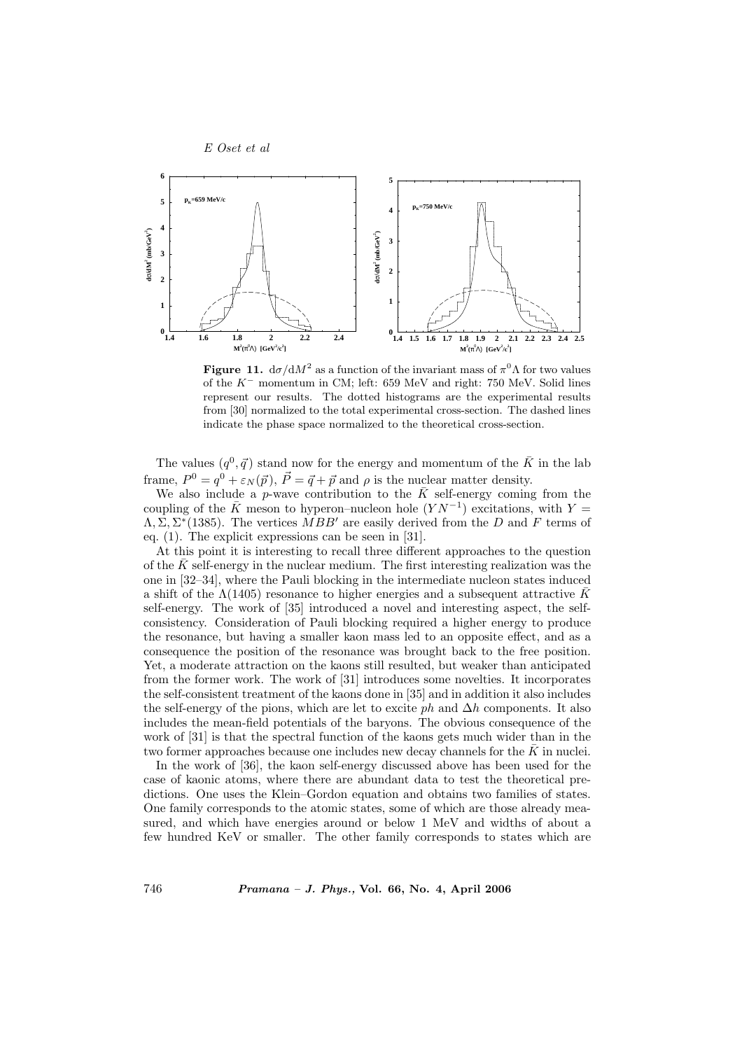p$_K$=659 MeV/c

dσ/dM$^2$ (mb/GeV$^2$)

M$^2$($\pi^0\Lambda$) [GeV$^2$/c$^2$]

0 1 2 3 4 5 6

1.4 1.6 1.8 2 2.2 2.4

p$_K$=750 MeV/c

dσ/dM$^2$ (mb/GeV$^2$)

M$^2$($\pi^0\Lambda$) [GeV$^2$/c$^2$]

0 1 2 3 4 5

1.4 1.5 1.6 1.7 1.8 1.9 2 2.1 2.2 2.3 2.4 2.5

**Figure 11.** $\mathrm{d}\sigma/\mathrm{d}M^2$ as a function of the invariant mass of $\pi^0\Lambda$ for two values of the $K^-$ momentum in CM; left: 659 MeV and right: 750 MeV. Solid lines represent our results. The dotted histograms are the experimental results from [30] normalized to the total experimental cross-section. The dashed lines indicate the phase space normalized to the theoretical cross-section.

The values $(q^0, \vec{q})$ stand now for the energy and momentum of the $\bar{K}$ in the lab frame, $P^0 = q^0 + \varepsilon_N(\vec{p})$, $\vec{P} = \vec{q} + \vec{p}$ and $\rho$ is the nuclear matter density.

We also include a $p$-wave contribution to the $\bar{K}$ self-energy coming from the coupling of the $\bar{K}$ meson to hyperon–nucleon hole $(YN^{-1})$ excitations, with $Y = \Lambda, \Sigma, \Sigma^*(1385)$. The vertices $MBB'$ are easily derived from the $D$ and $F$ terms of eq. (1). The explicit expressions can be seen in [31].

At this point it is interesting to recall three different approaches to the question of the $\bar{K}$ self-energy in the nuclear medium. The first interesting realization was the one in [32–34], where the Pauli blocking in the intermediate nucleon states induced a shift of the $\Lambda(1405)$ resonance to higher energies and a subsequent attractive $\bar{K}$ self-energy. The work of [35] introduced a novel and interesting aspect, the self-consistency. Consideration of Pauli blocking required a higher energy to produce the resonance, but having a smaller kaon mass led to an opposite effect, and as a consequence the position of the resonance was brought back to the free position. Yet, a moderate attraction on the kaons still resulted, but weaker than anticipated from the former work. The work of [31] introduces some novelties. It incorporates the self-consistent treatment of the kaons done in [35] and in addition it also includes the self-energy of the pions, which are let to excite $ph$ and $\Delta h$ components. It also includes the mean-field potentials of the baryons. The obvious consequence of the work of [31] is that the spectral function of the kaons gets much wider than in the two former approaches because one includes new decay channels for the $\bar{K}$ in nuclei.

In the work of [36], the kaon self-energy discussed above has been used for the case of kaonic atoms, where there are abundant data to test the theoretical predictions. One uses the Klein–Gordon equation and obtains two families of states. One family corresponds to the atomic states, some of which are those already measured, and which have energies around or below 1 MeV and widths of about a few hundred KeV or smaller. The other family corresponds to states which are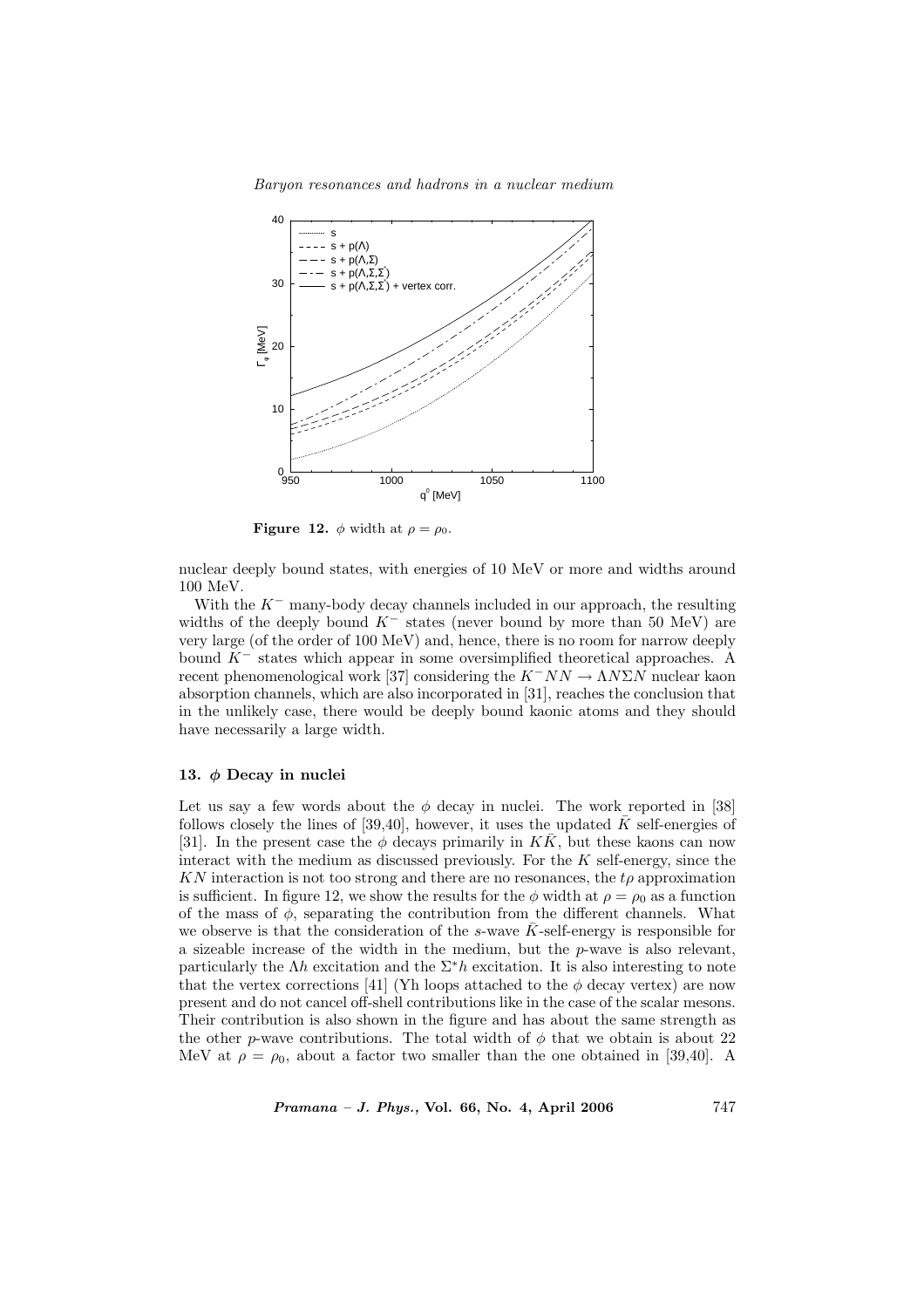40

s
s + p(Λ)
s + p(Λ,Σ)
s + p(Λ,Σ,Σ*)
s + p(Λ,Σ,Σ*) + vertex corr.

30

$\Gamma_\phi$ [MeV]

20

10

0

950 1000 1050 1100

$q^0$ [MeV]

**Figure 12.** $\phi$ width at $\rho = \rho_0$.

nuclear deeply bound states, with energies of 10 MeV or more and widths around 100 MeV.

With the $K^-$ many-body decay channels included in our approach, the resulting widths of the deeply bound $K^-$ states (never bound by more than 50 MeV) are very large (of the order of 100 MeV) and, hence, there is no room for narrow deeply bound $K^-$ states which appear in some oversimplified theoretical approaches. A recent phenomenological work [37] considering the $K^- NN \to \Lambda N \Sigma N$ nuclear kaon absorption channels, which are also incorporated in [31], reaches the conclusion that in the unlikely case, there would be deeply bound kaonic atoms and they should have necessarily a large width.

### 13. $\phi$ Decay in nuclei

Let us say a few words about the $\phi$ decay in nuclei. The work reported in [38] follows closely the lines of [39,40], however, it uses the updated $\bar{K}$ self-energies of [31]. In the present case the $\phi$ decays primarily in $K\bar{K}$, but these kaons can now interact with the medium as discussed previously. For the $K$ self-energy, since the $KN$ interaction is not too strong and there are no resonances, the $t\rho$ approximation is sufficient. In figure 12, we show the results for the $\phi$ width at $\rho = \rho_0$ as a function of the mass of $\phi$, separating the contribution from the different channels. What we observe is that the consideration of the $s$-wave $\bar{K}$-self-energy is responsible for a sizeable increase of the width in the medium, but the $p$-wave is also relevant, particularly the $\Lambda h$ excitation and the $\Sigma^* h$ excitation. It is also interesting to note that the vertex corrections [41] (Yh loops attached to the $\phi$ decay vertex) are now present and do not cancel off-shell contributions like in the case of the scalar mesons. Their contribution is also shown in the figure and has about the same strength as the other $p$-wave contributions. The total width of $\phi$ that we obtain is about 22 MeV at $\rho = \rho_0$, about a factor two smaller than the one obtained in [39,40]. A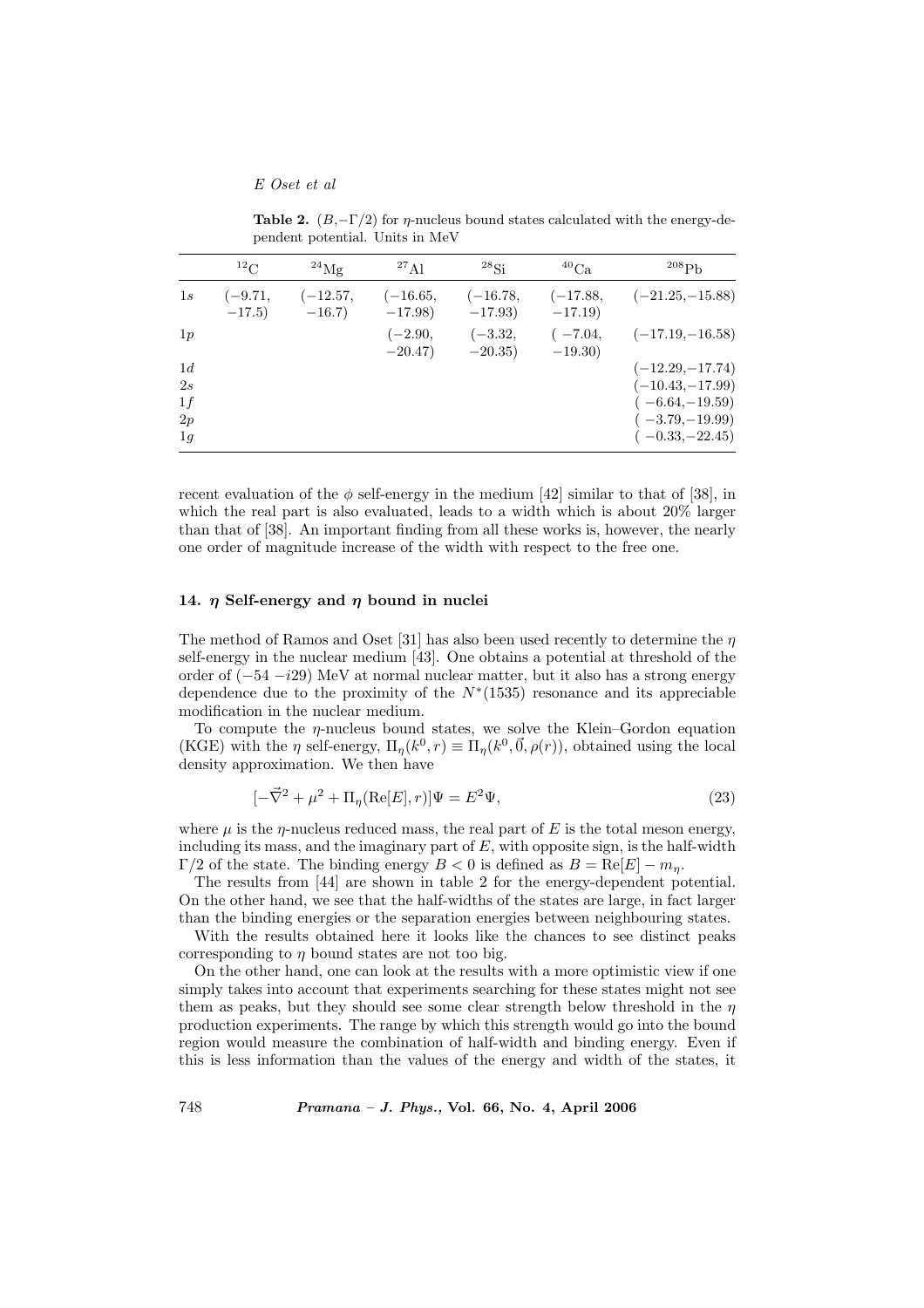**Table 2.** $(B, -\Gamma/2)$ for $\eta$-nucleus bound states calculated with the energy-dependent potential. Units in MeV

| | $^{12}$C | $^{24}$Mg | $^{27}$Al | $^{28}$Si | $^{40}$Ca | $^{208}$Pb |
|---|---|---|---|---|---|---|
| $1s$ | (−9.71, −17.5) | (−12.57, −16.7) | (−16.65, −17.98) | (−16.78, −17.93) | (−17.88, −17.19) | (−21.25, −15.88) |
| $1p$ | | | (−2.90, −20.47) | (−3.32, −20.35) | (−7.04, −19.30) | (−17.19, −16.58) |
| $1d$ | | | | | | (−12.29, −17.74) |
| $2s$ | | | | | | (−10.43, −17.99) |
| $1f$ | | | | | | (−6.64, −19.59) |
| $2p$ | | | | | | (−3.79, −19.99) |
| $1g$ | | | | | | (−0.33, −22.45) |

recent evaluation of the $\phi$ self-energy in the medium [42] similar to that of [38], in which the real part is also evaluated, leads to a width which is about 20% larger than that of [38]. An important finding from all these works is, however, the nearly one order of magnitude increase of the width with respect to the free one.

## 14. $\eta$ Self-energy and $\eta$ bound in nuclei

The method of Ramos and Oset [31] has also been used recently to determine the $\eta$ self-energy in the nuclear medium [43]. One obtains a potential at threshold of the order of $(-54\ -i29)$ MeV at normal nuclear matter, but it also has a strong energy dependence due to the proximity of the $N^*(1535)$ resonance and its appreciable modification in the nuclear medium.

To compute the $\eta$-nucleus bound states, we solve the Klein–Gordon equation (KGE) with the $\eta$ self-energy, $\Pi_\eta(k^0, r) \equiv \Pi_\eta(k^0, \vec{0}, \rho(r))$, obtained using the local density approximation. We then have

$$[-\vec{\nabla}^2 + \mu^2 + \Pi_\eta(\mathrm{Re}[E], r)]\Psi = E^2\Psi, \tag{23}$$

where $\mu$ is the $\eta$-nucleus reduced mass, the real part of $E$ is the total meson energy, including its mass, and the imaginary part of $E$, with opposite sign, is the half-width $\Gamma/2$ of the state. The binding energy $B < 0$ is defined as $B = \mathrm{Re}[E] - m_\eta$.

The results from [44] are shown in table 2 for the energy-dependent potential. On the other hand, we see that the half-widths of the states are large, in fact larger than the binding energies or the separation energies between neighbouring states.

With the results obtained here it looks like the chances to see distinct peaks corresponding to $\eta$ bound states are not too big.

On the other hand, one can look at the results with a more optimistic view if one simply takes into account that experiments searching for these states might not see them as peaks, but they should see some clear strength below threshold in the $\eta$ production experiments. The range by which this strength would go into the bound region would measure the combination of half-width and binding energy. Even if this is less information than the values of the energy and width of the states, it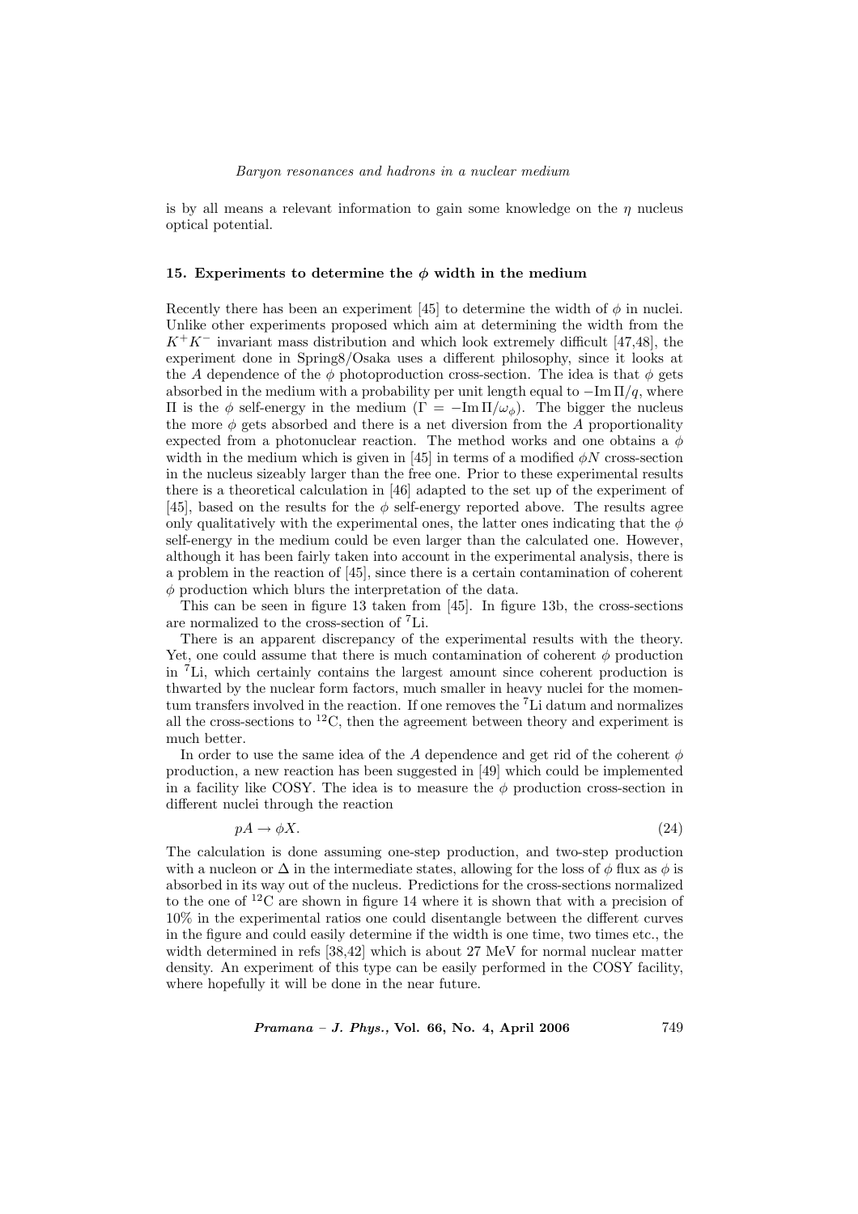is by all means a relevant information to gain some knowledge on the $\eta$ nucleus optical potential.

## 15. Experiments to determine the $\phi$ width in the medium

Recently there has been an experiment [45] to determine the width of $\phi$ in nuclei. Unlike other experiments proposed which aim at determining the width from the $K^+K^-$ invariant mass distribution and which look extremely difficult [47,48], the experiment done in Spring8/Osaka uses a different philosophy, since it looks at the $A$ dependence of the $\phi$ photoproduction cross-section. The idea is that $\phi$ gets absorbed in the medium with a probability per unit length equal to $-\text{Im}\,\Pi/q$, where $\Pi$ is the $\phi$ self-energy in the medium ($\Gamma = -\text{Im}\,\Pi/\omega_\phi$). The bigger the nucleus the more $\phi$ gets absorbed and there is a net diversion from the $A$ proportionality expected from a photonuclear reaction. The method works and one obtains a $\phi$ width in the medium which is given in [45] in terms of a modified $\phi N$ cross-section in the nucleus sizeably larger than the free one. Prior to these experimental results there is a theoretical calculation in [46] adapted to the set up of the experiment of [45], based on the results for the $\phi$ self-energy reported above. The results agree only qualitatively with the experimental ones, the latter ones indicating that the $\phi$ self-energy in the medium could be even larger than the calculated one. However, although it has been fairly taken into account in the experimental analysis, there is a problem in the reaction of [45], since there is a certain contamination of coherent $\phi$ production which blurs the interpretation of the data.

This can be seen in figure 13 taken from [45]. In figure 13b, the cross-sections are normalized to the cross-section of $^7$Li.

There is an apparent discrepancy of the experimental results with the theory. Yet, one could assume that there is much contamination of coherent $\phi$ production in $^7$Li, which certainly contains the largest amount since coherent production is thwarted by the nuclear form factors, much smaller in heavy nuclei for the momentum transfers involved in the reaction. If one removes the $^7$Li datum and normalizes all the cross-sections to $^{12}$C, then the agreement between theory and experiment is much better.

In order to use the same idea of the $A$ dependence and get rid of the coherent $\phi$ production, a new reaction has been suggested in [49] which could be implemented in a facility like COSY. The idea is to measure the $\phi$ production cross-section in different nuclei through the reaction

$$pA \to \phi X. \tag{24}$$

The calculation is done assuming one-step production, and two-step production with a nucleon or $\Delta$ in the intermediate states, allowing for the loss of $\phi$ flux as $\phi$ is absorbed in its way out of the nucleus. Predictions for the cross-sections normalized to the one of $^{12}$C are shown in figure 14 where it is shown that with a precision of 10% in the experimental ratios one could disentangle between the different curves in the figure and could easily determine if the width is one time, two times etc., the width determined in refs [38,42] which is about 27 MeV for normal nuclear matter density. An experiment of this type can be easily performed in the COSY facility, where hopefully it will be done in the near future.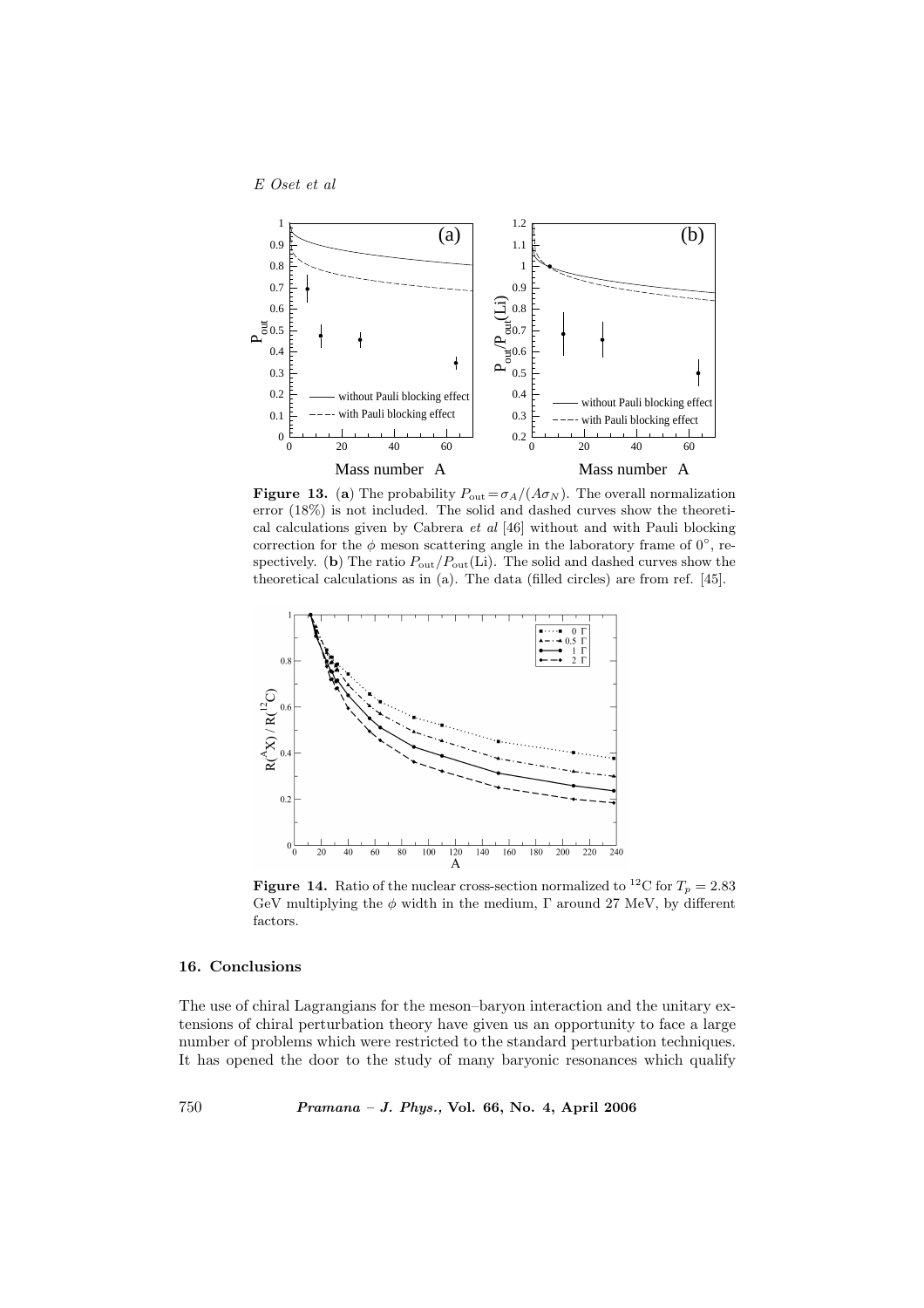(a)

$P_{out}$

Mass number A

without Pauli blocking effect

with Pauli blocking effect

(b)

$P_{out}/P_{out}(Li)$

Mass number A

without Pauli blocking effect

with Pauli blocking effect

**Figure 13.** (**a**) The probability $P_{\rm out} = \sigma_A/(A\sigma_N)$. The overall normalization error (18%) is not included. The solid and dashed curves show the theoretical calculations given by Cabrera *et al* [46] without and with Pauli blocking correction for the $\phi$ meson scattering angle in the laboratory frame of $0^\circ$, respectively. (**b**) The ratio $P_{\rm out}/P_{\rm out}({\rm Li})$. The solid and dashed curves show the theoretical calculations as in (a). The data (filled circles) are from ref. [45].

$R(^AX) / R(^{12}C)$

A

0 Γ

0.5 Γ

1 Γ

2 Γ

**Figure 14.** Ratio of the nuclear cross-section normalized to $^{12}$C for $T_p = 2.83$ GeV multiplying the $\phi$ width in the medium, $\Gamma$ around 27 MeV, by different factors.

### 16. Conclusions

The use of chiral Lagrangians for the meson–baryon interaction and the unitary extensions of chiral perturbation theory have given us an opportunity to face a large number of problems which were restricted to the standard perturbation techniques. It has opened the door to the study of many baryonic resonances which qualify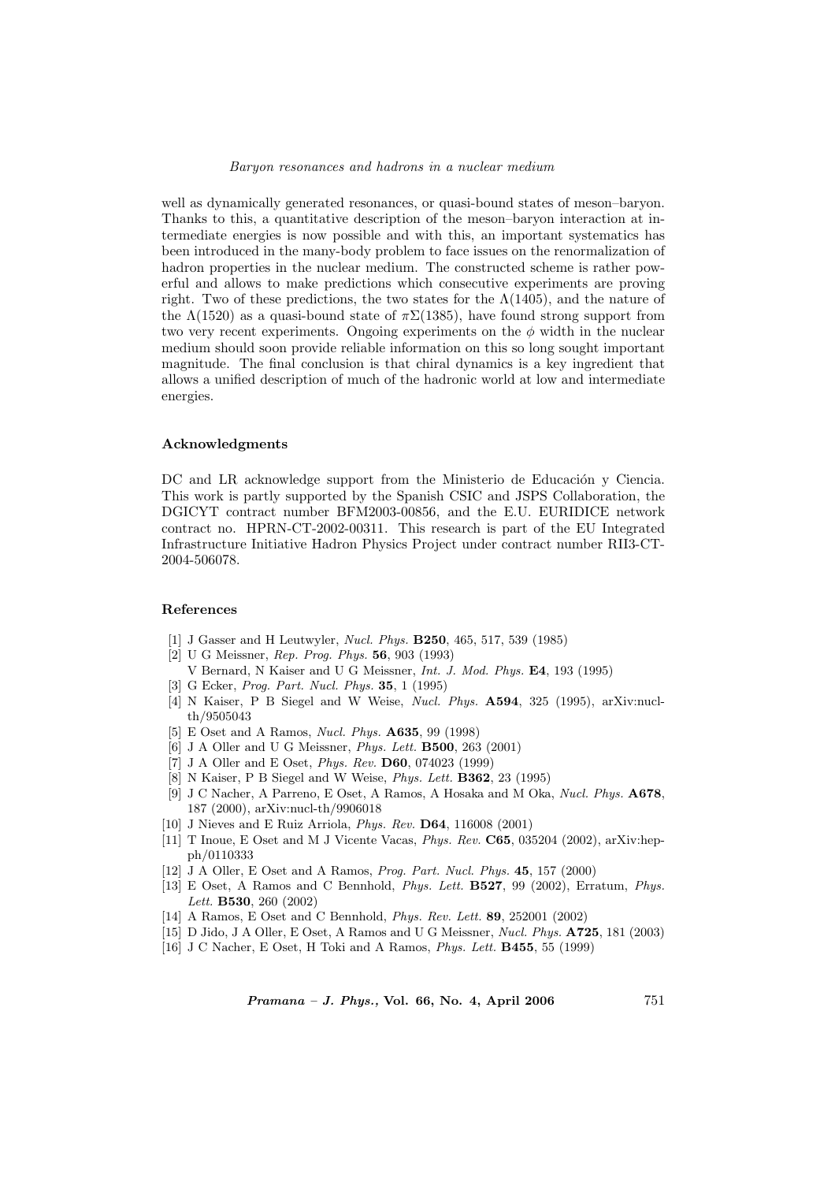well as dynamically generated resonances, or quasi-bound states of meson–baryon. Thanks to this, a quantitative description of the meson–baryon interaction at intermediate energies is now possible and with this, an important systematics has been introduced in the many-body problem to face issues on the renormalization of hadron properties in the nuclear medium. The constructed scheme is rather powerful and allows to make predictions which consecutive experiments are proving right. Two of these predictions, the two states for the $\Lambda(1405)$, and the nature of the $\Lambda(1520)$ as a quasi-bound state of $\pi\Sigma(1385)$, have found strong support from two very recent experiments. Ongoing experiments on the $\phi$ width in the nuclear medium should soon provide reliable information on this so long sought important magnitude. The final conclusion is that chiral dynamics is a key ingredient that allows a unified description of much of the hadronic world at low and intermediate energies.

### Acknowledgments

DC and LR acknowledge support from the Ministerio de Educación y Ciencia. This work is partly supported by the Spanish CSIC and JSPS Collaboration, the DGICYT contract number BFM2003-00856, and the E.U. EURIDICE network contract no. HPRN-CT-2002-00311. This research is part of the EU Integrated Infrastructure Initiative Hadron Physics Project under contract number RII3-CT-2004-506078.

### References

[1] J Gasser and H Leutwyler, *Nucl. Phys.* **B250**, 465, 517, 539 (1985)

[2] U G Meissner, *Rep. Prog. Phys.* **56**, 903 (1993)
V Bernard, N Kaiser and U G Meissner, *Int. J. Mod. Phys.* **E4**, 193 (1995)

[3] G Ecker, *Prog. Part. Nucl. Phys.* **35**, 1 (1995)

[4] N Kaiser, P B Siegel and W Weise, *Nucl. Phys.* **A594**, 325 (1995), arXiv:nucl-th/9505043

[5] E Oset and A Ramos, *Nucl. Phys.* **A635**, 99 (1998)

[6] J A Oller and U G Meissner, *Phys. Lett.* **B500**, 263 (2001)

[7] J A Oller and E Oset, *Phys. Rev.* **D60**, 074023 (1999)

[8] N Kaiser, P B Siegel and W Weise, *Phys. Lett.* **B362**, 23 (1995)

[9] J C Nacher, A Parreno, E Oset, A Ramos, A Hosaka and M Oka, *Nucl. Phys.* **A678**, 187 (2000), arXiv:nucl-th/9906018

[10] J Nieves and E Ruiz Arriola, *Phys. Rev.* **D64**, 116008 (2001)

[11] T Inoue, E Oset and M J Vicente Vacas, *Phys. Rev.* **C65**, 035204 (2002), arXiv:hep-ph/0110333

[12] J A Oller, E Oset and A Ramos, *Prog. Part. Nucl. Phys.* **45**, 157 (2000)

[13] E Oset, A Ramos and C Bennhold, *Phys. Lett.* **B527**, 99 (2002), Erratum, *Phys. Lett.* **B530**, 260 (2002)

[14] A Ramos, E Oset and C Bennhold, *Phys. Rev. Lett.* **89**, 252001 (2002)

[15] D Jido, J A Oller, E Oset, A Ramos and U G Meissner, *Nucl. Phys.* **A725**, 181 (2003)

[16] J C Nacher, E Oset, H Toki and A Ramos, *Phys. Lett.* **B455**, 55 (1999)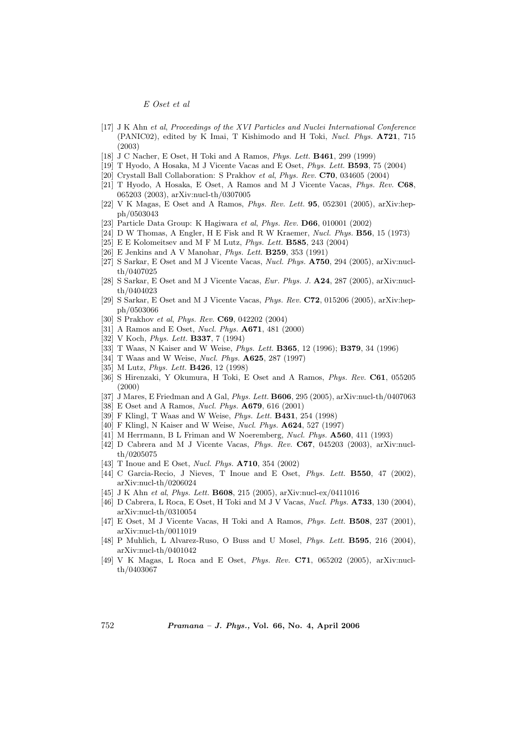- [17] J K Ahn *et al*, *Proceedings of the XVI Particles and Nuclei International Conference* (PANIC02), edited by K Imai, T Kishimodo and H Toki, *Nucl. Phys.* **A721**, 715 (2003)
- [18] J C Nacher, E Oset, H Toki and A Ramos, *Phys. Lett.* **B461**, 299 (1999)
- [19] T Hyodo, A Hosaka, M J Vicente Vacas and E Oset, *Phys. Lett.* **B593**, 75 (2004)
- [20] Crystall Ball Collaboration: S Prakhov *et al*, *Phys. Rev.* **C70**, 034605 (2004)
- [21] T Hyodo, A Hosaka, E Oset, A Ramos and M J Vicente Vacas, *Phys. Rev.* **C68**, 065203 (2003), arXiv:nucl-th/0307005
- [22] V K Magas, E Oset and A Ramos, *Phys. Rev. Lett.* **95**, 052301 (2005), arXiv:hep-ph/0503043
- [23] Particle Data Group: K Hagiwara *et al*, *Phys. Rev.* **D66**, 010001 (2002)
- [24] D W Thomas, A Engler, H E Fisk and R W Kraemer, *Nucl. Phys.* **B56**, 15 (1973)
- [25] E E Kolomeitsev and M F M Lutz, *Phys. Lett.* **B585**, 243 (2004)
- [26] E Jenkins and A V Manohar, *Phys. Lett.* **B259**, 353 (1991)
- [27] S Sarkar, E Oset and M J Vicente Vacas, *Nucl. Phys.* **A750**, 294 (2005), arXiv:nucl-th/0407025
- [28] S Sarkar, E Oset and M J Vicente Vacas, *Eur. Phys. J.* **A24**, 287 (2005), arXiv:nucl-th/0404023
- [29] S Sarkar, E Oset and M J Vicente Vacas, *Phys. Rev.* **C72**, 015206 (2005), arXiv:hep-ph/0503066
- [30] S Prakhov *et al*, *Phys. Rev.* **C69**, 042202 (2004)
- [31] A Ramos and E Oset, *Nucl. Phys.* **A671**, 481 (2000)
- [32] V Koch, *Phys. Lett.* **B337**, 7 (1994)
- [33] T Waas, N Kaiser and W Weise, *Phys. Lett.* **B365**, 12 (1996); **B379**, 34 (1996)
- [34] T Waas and W Weise, *Nucl. Phys.* **A625**, 287 (1997)
- [35] M Lutz, *Phys. Lett.* **B426**, 12 (1998)
- [36] S Hirenzaki, Y Okumura, H Toki, E Oset and A Ramos, *Phys. Rev.* **C61**, 055205 (2000)
- [37] J Mares, E Friedman and A Gal, *Phys. Lett.* **B606**, 295 (2005), arXiv:nucl-th/0407063
- [38] E Oset and A Ramos, *Nucl. Phys.* **A679**, 616 (2001)
- [39] F Klingl, T Waas and W Weise, *Phys. Lett.* **B431**, 254 (1998)
- [40] F Klingl, N Kaiser and W Weise, *Nucl. Phys.* **A624**, 527 (1997)
- [41] M Herrmann, B L Friman and W Noeremberg, *Nucl. Phys.* **A560**, 411 (1993)
- [42] D Cabrera and M J Vicente Vacas, *Phys. Rev.* **C67**, 045203 (2003), arXiv:nucl-th/0205075
- [43] T Inoue and E Oset, *Nucl. Phys.* **A710**, 354 (2002)
- [44] C Garcia-Recio, J Nieves, T Inoue and E Oset, *Phys. Lett.* **B550**, 47 (2002), arXiv:nucl-th/0206024
- [45] J K Ahn *et al*, *Phys. Lett.* **B608**, 215 (2005), arXiv:nucl-ex/0411016
- [46] D Cabrera, L Roca, E Oset, H Toki and M J V Vacas, *Nucl. Phys.* **A733**, 130 (2004), arXiv:nucl-th/0310054
- [47] E Oset, M J Vicente Vacas, H Toki and A Ramos, *Phys. Lett.* **B508**, 237 (2001), arXiv:nucl-th/0011019
- [48] P Muhlich, L Alvarez-Ruso, O Buss and U Mosel, *Phys. Lett.* **B595**, 216 (2004), arXiv:nucl-th/0401042
- [49] V K Magas, L Roca and E Oset, *Phys. Rev.* **C71**, 065202 (2005), arXiv:nucl-th/0403067